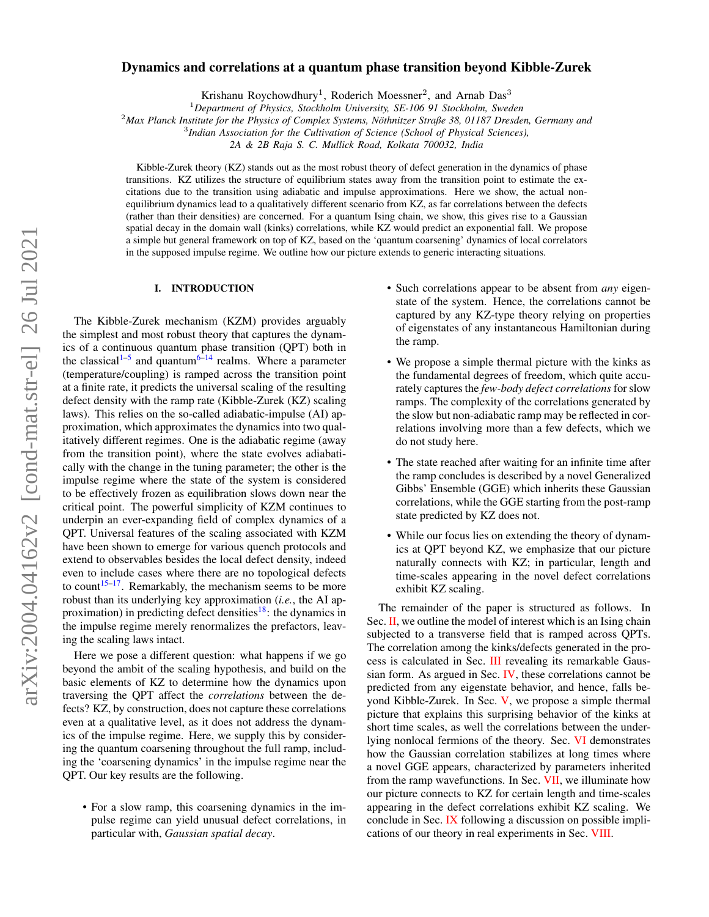# Dynamics and correlations at a quantum phase transition beyond Kibble-Zurek

Krishanu Roychowdhury[1], Roderich Moessner[2], and Arnab Das[3]

[1]*Department of Physics, Stockholm University, SE-106 91 Stockholm, Sweden*
[2]*Max Planck Institute for the Physics of Complex Systems, Nöthnitzer Straße 38, 01187 Dresden, Germany and*
[3]*Indian Association for the Cultivation of Science (School of Physical Sciences), 2A & 2B Raja S. C. Mullick Road, Kolkata 700032, India*

Kibble-Zurek theory (KZ) stands out as the most robust theory of defect generation in the dynamics of phase transitions. KZ utilizes the structure of equilibrium states away from the transition point to estimate the excitations due to the transition using adiabatic and impulse approximations. Here we show, the actual non-equilibrium dynamics lead to a qualitatively different scenario from KZ, as far correlations between the defects (rather than their densities) are concerned. For a quantum Ising chain, we show, this gives rise to a Gaussian spatial decay in the domain wall (kinks) correlations, while KZ would predict an exponential fall. We propose a simple but general framework on top of KZ, based on the 'quantum coarsening' dynamics of local correlators in the supposed impulse regime. We outline how our picture extends to generic interacting situations.

## I. INTRODUCTION

The Kibble-Zurek mechanism (KZM) provides arguably the simplest and most robust theory that captures the dynamics of a continuous quantum phase transition (QPT) both in the classical[1–5] and quantum[6–14] realms. Where a parameter (temperature/coupling) is ramped across the transition point at a finite rate, it predicts the universal scaling of the resulting defect density with the ramp rate (Kibble-Zurek (KZ) scaling laws). This relies on the so-called adiabatic-impulse (AI) approximation, which approximates the dynamics into two qualitatively different regimes. One is the adiabatic regime (away from the transition point), where the state evolves adiabatically with the change in the tuning parameter; the other is the impulse regime where the state of the system is considered to be effectively frozen as equilibration slows down near the critical point. The powerful simplicity of KZM continues to underpin an ever-expanding field of complex dynamics of a QPT. Universal features of the scaling associated with KZM have been shown to emerge for various quench protocols and extend to observables besides the local defect density, indeed even to include cases where there are no topological defects to count[15–17]. Remarkably, the mechanism seems to be more robust than its underlying key approximation (*i.e.*, the AI approximation) in predicting defect densities[18]: the dynamics in the impulse regime merely renormalizes the prefactors, leaving the scaling laws intact.

Here we pose a different question: what happens if we go beyond the ambit of the scaling hypothesis, and build on the basic elements of KZ to determine how the dynamics upon traversing the QPT affect the *correlations* between the defects? KZ, by construction, does not capture these correlations even at a qualitative level, as it does not address the dynamics of the impulse regime. Here, we supply this by considering the quantum coarsening throughout the full ramp, including the 'coarsening dynamics' in the impulse regime near the QPT. Our key results are the following.

- For a slow ramp, this coarsening dynamics in the impulse regime can yield unusual defect correlations, in particular with, *Gaussian spatial decay*.
- Such correlations appear to be absent from *any* eigenstate of the system. Hence, the correlations cannot be captured by any KZ-type theory relying on properties of eigenstates of any instantaneous Hamiltonian during the ramp.
- We propose a simple thermal picture with the kinks as the fundamental degrees of freedom, which quite accurately captures the *few-body defect correlations* for slow ramps. The complexity of the correlations generated by the slow but non-adiabatic ramp may be reflected in correlations involving more than a few defects, which we do not study here.
- The state reached after waiting for an infinite time after the ramp concludes is described by a novel Generalized Gibbs' Ensemble (GGE) which inherits these Gaussian correlations, while the GGE starting from the post-ramp state predicted by KZ does not.
- While our focus lies on extending the theory of dynamics at QPT beyond KZ, we emphasize that our picture naturally connects with KZ; in particular, length and time-scales appearing in the novel defect correlations exhibit KZ scaling.

The remainder of the paper is structured as follows. In Sec. II, we outline the model of interest which is an Ising chain subjected to a transverse field that is ramped across QPTs. The correlation among the kinks/defects generated in the process is calculated in Sec. III revealing its remarkable Gaussian form. As argued in Sec. IV, these correlations cannot be predicted from any eigenstate behavior, and hence, falls beyond Kibble-Zurek. In Sec. V, we propose a simple thermal picture that explains this surprising behavior of the kinks at short time scales, as well the correlations between the underlying nonlocal fermions of the theory. Sec. VI demonstrates how the Gaussian correlation stabilizes at long times where a novel GGE appears, characterized by parameters inherited from the ramp wavefunctions. In Sec. VII, we illuminate how our picture connects to KZ for certain length and time-scales appearing in the defect correlations exhibit KZ scaling. We conclude in Sec. IX following a discussion on possible implications of our theory in real experiments in Sec. VIII.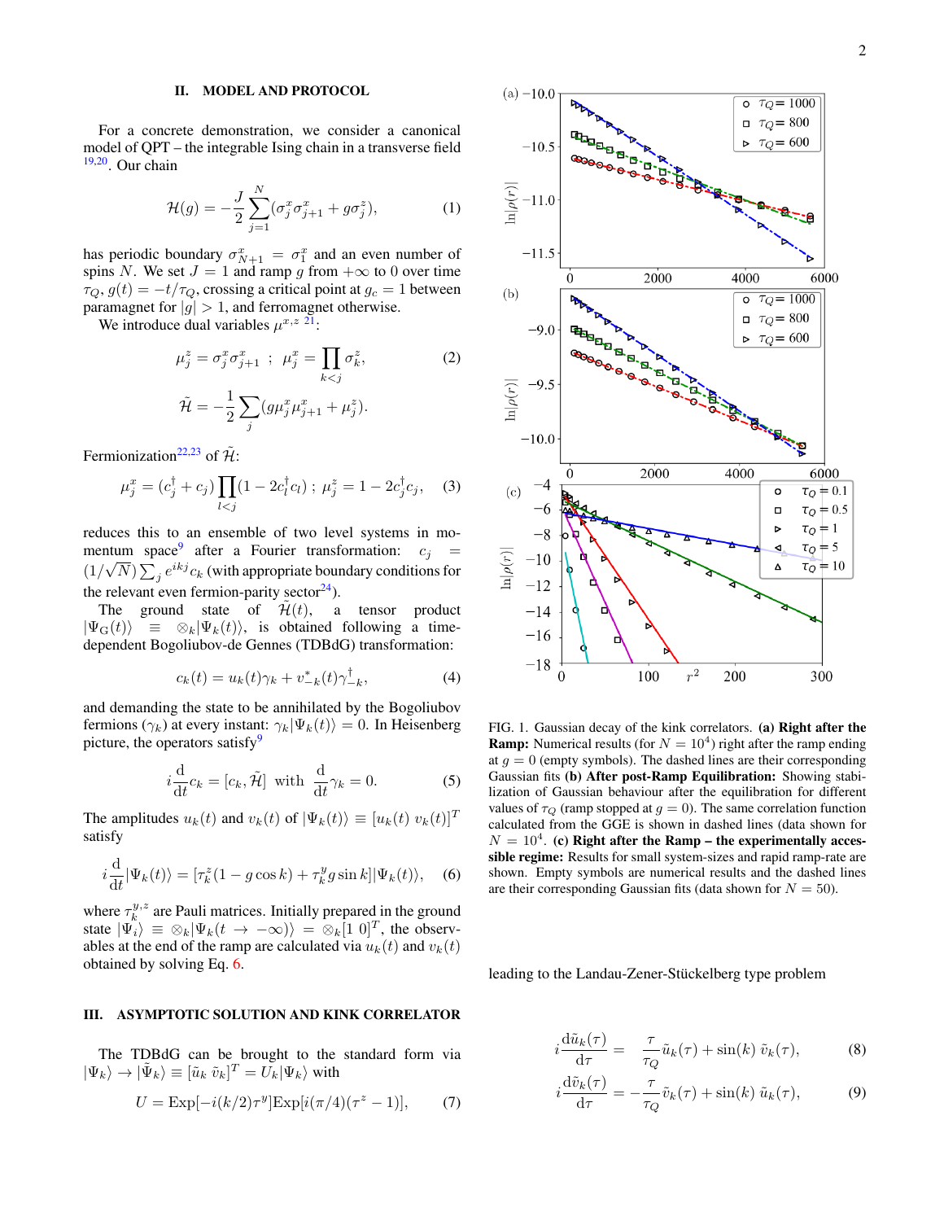## II. MODEL AND PROTOCOL

For a concrete demonstration, we consider a canonical model of QPT – the integrable Ising chain in a transverse field [19,20]. Our chain

$$\mathcal{H}(g) = -\frac{J}{2}\sum_{j=1}^{N}(\sigma_j^x\sigma_{j+1}^x + g\sigma_j^z), \tag{1}$$

has periodic boundary $\sigma_{N+1}^x = \sigma_1^x$ and an even number of spins $N$. We set $J = 1$ and ramp $g$ from $+\infty$ to 0 over time $\tau_Q$, $g(t) = -t/\tau_Q$, crossing a critical point at $g_c = 1$ between paramagnet for $|g| > 1$, and ferromagnet otherwise.

We introduce dual variables $\mu^{x,z}$ [21]:

$$\mu_j^z = \sigma_j^x\sigma_{j+1}^x \;;\; \mu_j^x = \prod_{k<j}\sigma_k^z, \tag{2}$$

$$\tilde{\mathcal{H}} = -\frac{1}{2}\sum_j(g\mu_j^x\mu_{j+1}^x + \mu_j^z).$$

Fermionization[22,23] of $\tilde{\mathcal{H}}$:

$$\mu_j^x = (c_j^\dagger + c_j)\prod_{l<j}(1 - 2c_l^\dagger c_l) \;;\; \mu_j^z = 1 - 2c_j^\dagger c_j, \tag{3}$$

reduces this to an ensemble of two level systems in momentum space[9] after a Fourier transformation: $c_j = (1/\sqrt{N})\sum_j e^{ikj}c_k$ (with appropriate boundary conditions for the relevant even fermion-parity sector[24]).

The ground state of $\tilde{\mathcal{H}}(t)$, a tensor product $|\Psi_G(t)\rangle \equiv \otimes_k|\Psi_k(t)\rangle$, is obtained following a time-dependent Bogoliubov-de Gennes (TDBdG) transformation:

$$c_k(t) = u_k(t)\gamma_k + v_{-k}^*(t)\gamma_{-k}^\dagger, \tag{4}$$

and demanding the state to be annihilated by the Bogoliubov fermions ($\gamma_k$) at every instant: $\gamma_k|\Psi_k(t)\rangle = 0$. In Heisenberg picture, the operators satisfy[9]

$$i\frac{\mathrm{d}}{\mathrm{d}t}c_k = [c_k, \tilde{\mathcal{H}}] \text{ with } \frac{\mathrm{d}}{\mathrm{d}t}\gamma_k = 0. \tag{5}$$

The amplitudes $u_k(t)$ and $v_k(t)$ of $|\Psi_k(t)\rangle \equiv [u_k(t)\; v_k(t)]^T$ satisfy

$$i\frac{\mathrm{d}}{\mathrm{d}t}|\Psi_k(t)\rangle = [\tau_k^z(1 - g\cos k) + \tau_k^y g\sin k]|\Psi_k(t)\rangle, \tag{6}$$

where $\tau_k^{y,z}$ are Pauli matrices. Initially prepared in the ground state $|\Psi_i\rangle \equiv \otimes_k|\Psi_k(t \to -\infty)\rangle = \otimes_k[1\; 0]^T$, the observables at the end of the ramp are calculated via $u_k(t)$ and $v_k(t)$ obtained by solving Eq. 6.

## III. ASYMPTOTIC SOLUTION AND KINK CORRELATOR

The TDBdG can be brought to the standard form via $|\Psi_k\rangle \to |\tilde{\Psi}_k\rangle \equiv [\tilde{u}_k\; \tilde{v}_k]^T = U_k|\Psi_k\rangle$ with

$$U = \mathrm{Exp}[-i(k/2)\tau^y]\mathrm{Exp}[i(\pi/4)(\tau^z - 1)], \tag{7}$$

FIG. 1. Gaussian decay of the kink correlators. **(a) Right after the Ramp:** Numerical results (for $N = 10^4$) right after the ramp ending at $g = 0$ (empty symbols). The dashed lines are their corresponding Gaussian fits **(b) After post-Ramp Equilibration:** Showing stabilization of Gaussian behaviour after the equilibration for different values of $\tau_Q$ (ramp stopped at $g = 0$). The same correlation function calculated from the GGE is shown in dashed lines (data shown for $N = 10^4$. **(c) Right after the Ramp – the experimentally accessible regime:** Results for small system-sizes and rapid ramp-rate are shown. Empty symbols are numerical results and the dashed lines are their corresponding Gaussian fits (data shown for $N = 50$).

leading to the Landau-Zener-Stückelberg type problem

$$i\frac{\mathrm{d}\tilde{u}_k(\tau)}{\mathrm{d}\tau} = \frac{\tau}{\tau_Q}\tilde{u}_k(\tau) + \sin(k)\,\tilde{v}_k(\tau), \tag{8}$$

$$i\frac{\mathrm{d}\tilde{v}_k(\tau)}{\mathrm{d}\tau} = -\frac{\tau}{\tau_Q}\tilde{v}_k(\tau) + \sin(k)\,\tilde{u}_k(\tau), \tag{9}$$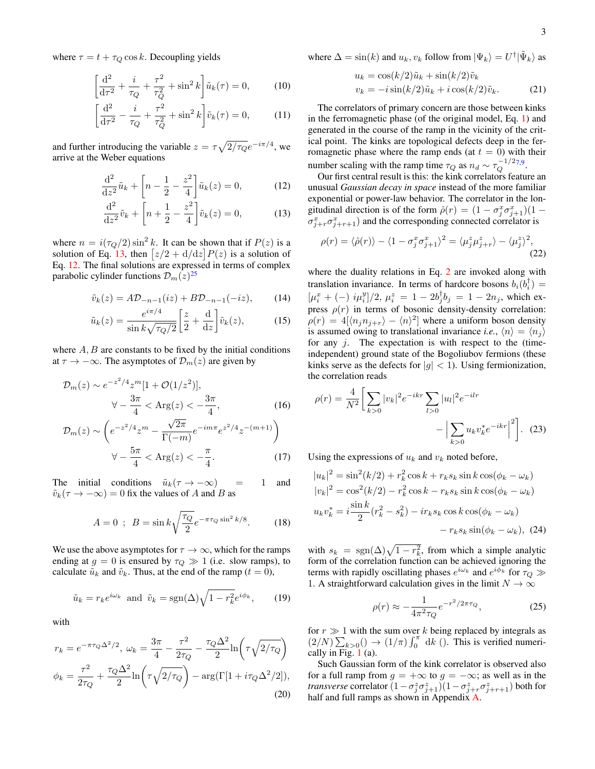where $\tau = t + \tau_Q \cos k$. Decoupling yields

$$\left[\frac{\mathrm{d}^2}{\mathrm{d}\tau^2} + \frac{i}{\tau_Q} + \frac{\tau^2}{\tau_Q^2} + \sin^2 k\right]\tilde{u}_k(\tau) = 0, \tag{10}$$

$$\left[\frac{\mathrm{d}^2}{\mathrm{d}\tau^2} - \frac{i}{\tau_Q} + \frac{\tau^2}{\tau_Q^2} + \sin^2 k\right]\tilde{v}_k(\tau) = 0, \tag{11}$$

and further introducing the variable $z = \tau\sqrt{2/\tau_Q}e^{-i\pi/4}$, we arrive at the Weber equations

$$\frac{\mathrm{d}^2}{\mathrm{d}z^2}\tilde{u}_k + \left[n - \frac{1}{2} - \frac{z^2}{4}\right]\tilde{u}_k(z) = 0, \tag{12}$$

$$\frac{\mathrm{d}^2}{\mathrm{d}z^2}\tilde{v}_k + \left[n + \frac{1}{2} - \frac{z^2}{4}\right]\tilde{v}_k(z) = 0, \tag{13}$$

where $n = i(\tau_Q/2)\sin^2 k$. It can be shown that if $P(z)$ is a solution of Eq. 13, then $\left[z/2 + \mathrm{d}/\mathrm{d}z\right]P(z)$ is a solution of Eq. 12. The final solutions are expressed in terms of complex parabolic cylinder functions $\mathcal{D}_m(z)$[25]

$$\tilde{v}_k(z) = A\mathcal{D}_{-n-1}(iz) + B\mathcal{D}_{-n-1}(-iz), \tag{14}$$

$$\tilde{u}_k(z) = \frac{e^{i\pi/4}}{\sin k\sqrt{\tau_Q/2}}\left[\frac{z}{2} + \frac{\mathrm{d}}{\mathrm{d}z}\right]\tilde{v}_k(z), \tag{15}$$

where $A, B$ are constants to be fixed by the initial conditions at $\tau \to -\infty$. The asymptotes of $\mathcal{D}_m(z)$ are given by

$$\mathcal{D}_m(z) \sim e^{-z^2/4}z^m[1 + \mathcal{O}(1/z^2)], \quad \forall -\frac{3\pi}{4} < \mathrm{Arg}(z) < -\frac{3\pi}{4}, \tag{16}$$

$$\mathcal{D}_m(z) \sim \left(e^{-z^2/4}z^m - \frac{\sqrt{2\pi}}{\Gamma(-m)}e^{-im\pi}e^{z^2/4}z^{-(m+1)}\right) \quad \forall -\frac{5\pi}{4} < \mathrm{Arg}(z) < -\frac{\pi}{4}. \tag{17}$$

The initial conditions $\tilde{u}_k(\tau \to -\infty) = 1$ and $\tilde{v}_k(\tau \to -\infty) = 0$ fix the values of $A$ and $B$ as

$$A = 0 \ ; \ B = \sin k\sqrt{\frac{\tau_Q}{2}}e^{-\pi\tau_Q \sin^2 k/8}. \tag{18}$$

We use the above asymptotes for $\tau \to \infty$, which for the ramps ending at $g = 0$ is ensured by $\tau_Q \gg 1$ (i.e. slow ramps), to calculate $\tilde{u}_k$ and $\tilde{v}_k$. Thus, at the end of the ramp ($t = 0$),

$$\tilde{u}_k = r_k e^{i\omega_k} \text{ and } \tilde{v}_k = \mathrm{sgn}(\Delta)\sqrt{1 - r_k^2}e^{i\phi_k}, \tag{19}$$

with

$$r_k = e^{-\pi\tau_Q\Delta^2/2},\ \omega_k = \frac{3\pi}{4} - \frac{\tau^2}{2\tau_Q} - \frac{\tau_Q\Delta^2}{2}\ln\!\left(\tau\sqrt{2/\tau_Q}\right)$$
$$\phi_k = \frac{\tau^2}{2\tau_Q} + \frac{\tau_Q\Delta^2}{2}\ln\!\left(\tau\sqrt{2/\tau_Q}\right) - \arg(\Gamma[1 + i\tau_Q\Delta^2/2]), \tag{20}$$

where $\Delta = \sin(k)$ and $u_k, v_k$ follow from $|\Psi_k\rangle = U^\dagger|\tilde{\Psi}_k\rangle$ as

$$\begin{aligned} u_k &= \cos(k/2)\tilde{u}_k + \sin(k/2)\tilde{v}_k \\ v_k &= -i\sin(k/2)\tilde{u}_k + i\cos(k/2)\tilde{v}_k. \end{aligned} \tag{21}$$

The correlators of primary concern are those between kinks in the ferromagnetic phase (of the original model, Eq. 1) and generated in the course of the ramp in the vicinity of the critical point. The kinks are topological defects deep in the ferromagnetic phase where the ramp ends (at $t = 0$) with their number scaling with the ramp time $\tau_Q$ as $n_d \sim \tau_Q^{-1/2}$[7,9].

Our first central result is this: the kink correlators feature an unusual *Gaussian decay in space* instead of the more familiar exponential or power-law behavior. The correlator in the longitudinal direction is of the form $\hat{\rho}(r) = (1 - \sigma_j^x\sigma_{j+1}^x)(1 - \sigma_{j+r}^x\sigma_{j+r+1}^x)$ and the corresponding connected correlator is

$$\rho(r) = \langle\hat{\rho}(r)\rangle - \langle 1 - \sigma_j^x\sigma_{j+1}^x\rangle^2 = \langle\mu_j^z\mu_{j+r}^z\rangle - \langle\mu_j^z\rangle^2, \tag{22}$$

where the duality relations in Eq. 2 are invoked along with translation invariance. In terms of hardcore bosons $b_i(b_i^\dagger) = [\mu_i^x + (-)\, i\mu_i^y]/2$, $\mu_j^z = 1 - 2b_j^\dagger b_j = 1 - 2n_j$, which express $\rho(r)$ in terms of bosonic density-density correlation: $\rho(r) = 4[\langle n_j n_{j+r}\rangle - \langle n\rangle^2]$ where a uniform boson density is assumed owing to translational invariance *i.e.*, $\langle n\rangle = \langle n_j\rangle$ for any $j$. The expectation is with respect to the (time-independent) ground state of the Bogoliubov fermions (these kinks serve as the defects for $|g| < 1$). Using fermionization, the correlation reads

$$\rho(r) = \frac{4}{N^2}\left[\sum_{k>0}|v_k|^2 e^{-ikr}\sum_{l>0}|u_l|^2 e^{-ilr} - \Big|\sum_{k>0}u_k v_k^* e^{-ikr}\Big|^2\right]. \tag{23}$$

Using the expressions of $u_k$ and $v_k$ noted before,

$$\begin{aligned} |u_k|^2 &= \sin^2(k/2) + r_k^2\cos k + r_k s_k \sin k\cos(\phi_k - \omega_k) \\ |v_k|^2 &= \cos^2(k/2) - r_k^2\cos k - r_k s_k \sin k\cos(\phi_k - \omega_k) \\ u_k v_k^* &= i\frac{\sin k}{2}(r_k^2 - s_k^2) - i r_k s_k\cos k\cos(\phi_k - \omega_k) \\ &\quad - r_k s_k\sin(\phi_k - \omega_k), \end{aligned} \tag{24}$$

with $s_k = \mathrm{sgn}(\Delta)\sqrt{1 - r_k^2}$, from which a simple analytic form of the correlation function can be achieved ignoring the terms with rapidly oscillating phases $e^{i\omega_k}$ and $e^{i\phi_k}$ for $\tau_Q \gg 1$. A straightforward calculation gives in the limit $N \to \infty$

$$\rho(r) \approx -\frac{1}{4\pi^2\tau_Q}e^{-r^2/2\pi\tau_Q}, \tag{25}$$

for $r \gg 1$ with the sum over $k$ being replaced by integrals as $(2/N)\sum_{k>0}() \to (1/\pi)\int_0^\pi \mathrm{d}k\ ()$. This is verified numerically in Fig. 1 (a).

Such Gaussian form of the kink correlator is observed also for a full ramp from $g = +\infty$ to $g = -\infty$; as well as in the *transverse* correlator $(1 - \sigma_j^z\sigma_{j+1}^z)(1 - \sigma_{j+r}^z\sigma_{j+r+1}^z)$ both for half and full ramps as shown in Appendix A.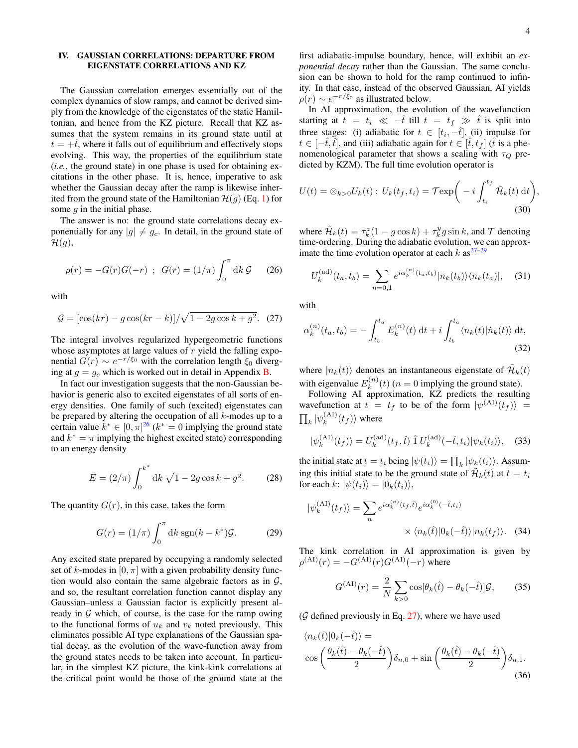## IV. GAUSSIAN CORRELATIONS: DEPARTURE FROM EIGENSTATE CORRELATIONS AND KZ

The Gaussian correlation emerges essentially out of the complex dynamics of slow ramps, and cannot be derived simply from the knowledge of the eigenstates of the static Hamiltonian, and hence from the KZ picture. Recall that KZ assumes that the system remains in its ground state until at $t = +\hat{t}$, where it falls out of equilibrium and effectively stops evolving. This way, the properties of the equilibrium state (*i.e.*, the ground state) in one phase is used for obtaining excitations in the other phase. It is, hence, imperative to ask whether the Gaussian decay after the ramp is likewise inherited from the ground state of the Hamiltonian $\mathcal{H}(g)$ (Eq. 1) for some $g$ in the initial phase.

The answer is no: the ground state correlations decay exponentially for any $|g| \neq g_c$. In detail, in the ground state of $\mathcal{H}(g)$,

$$\rho(r) = -G(r)G(-r) \;\; ; \;\; G(r) = (1/\pi)\int_0^{\pi} \mathrm{d}k\, \mathcal{G} \tag{26}$$

with

$$\mathcal{G} = [\cos(kr) - g\cos(kr - k)]/\sqrt{1 - 2g\cos k + g^2}. \tag{27}$$

The integral involves regularized hypergeometric functions whose asymptotes at large values of $r$ yield the falling exponential $G(r) \sim e^{-r/\xi_0}$ with the correlation length $\xi_0$ diverging at $g = g_c$ which is worked out in detail in Appendix B.

In fact our investigation suggests that the non-Gaussian behavior is generic also to excited eigenstates of all sorts of energy densities. One family of such (excited) eigenstates can be prepared by altering the occupation of all $k$-modes up to a certain value $k^* \in [0, \pi]$[26] ($k^* = 0$ implying the ground state and $k^* = \pi$ implying the highest excited state) corresponding to an energy density

$$\bar{E} = (2/\pi)\int_0^{k^*} \mathrm{d}k\, \sqrt{1 - 2g\cos k + g^2}. \tag{28}$$

The quantity $G(r)$, in this case, takes the form

$$G(r) = (1/\pi)\int_0^{\pi} \mathrm{d}k\, \mathrm{sgn}(k - k^*)\mathcal{G}. \tag{29}$$

Any excited state prepared by occupying a randomly selected set of $k$-modes in $[0, \pi]$ with a given probability density function would also contain the same algebraic factors as in $\mathcal{G}$, and so, the resultant correlation function cannot display any Gaussian–unless a Gaussian factor is explicitly present already in $\mathcal{G}$ which, of course, is the case for the ramp owing to the functional forms of $u_k$ and $v_k$ noted previously. This eliminates possible AI type explanations of the Gaussian spatial decay, as the evolution of the wave-function away from the ground states needs to be taken into account. In particular, in the simplest KZ picture, the kink-kink correlations at the critical point would be those of the ground state at the first adiabatic-impulse boundary, hence, will exhibit an *exponential decay* rather than the Gaussian. The same conclusion can be shown to hold for the ramp continued to infinity. In that case, instead of the observed Gaussian, AI yields $\rho(r) \sim e^{-r/\xi_0}$ as illustrated below.

In AI approximation, the evolution of the wavefunction starting at $t = t_i \ll -\hat{t}$ till $t = t_f \gg \hat{t}$ is split into three stages: (i) adiabatic for $t \in [t_i, -\hat{t}]$, (ii) impulse for $t \in [-\hat{t}, \hat{t}]$, and (iii) adiabatic again for $t \in [\hat{t}, t_f]$ ($\hat{t}$ is a phenomenological parameter that shows a scaling with $\tau_Q$ predicted by KZM). The full time evolution operator is

$$U(t) = \otimes_{k>0} U_k(t) \; ; \; U_k(t_f, t_i) = \mathcal{T}\mathrm{exp}\bigg(-i\int_{t_i}^{t_f} \tilde{\mathcal{H}}_k(t)\,\mathrm{d}t\bigg), \tag{30}$$

where $\tilde{\mathcal{H}}_k(t) = \tau_k^z(1 - g\cos k) + \tau_k^y g\sin k$, and $\mathcal{T}$ denoting time-ordering. During the adiabatic evolution, we can approximate the time evolution operator at each $k$ as[27–29]

$$U_k^{(\mathrm{ad})}(t_a, t_b) = \sum_{n=0,1} e^{i\alpha_k^{(n)}(t_a,t_b)}|n_k(t_b)\rangle\langle n_k(t_a)|, \tag{31}$$

with

$$\alpha_k^{(n)}(t_a, t_b) = -\int_{t_b}^{t_a} E_k^{(n)}(t)\,\mathrm{d}t + i\int_{t_b}^{t_a}\langle n_k(t)|\dot{n}_k(t)\rangle\,\mathrm{d}t, \tag{32}$$

where $|n_k(t)\rangle$ denotes an instantaneous eigenstate of $\tilde{\mathcal{H}}_k(t)$ with eigenvalue $E_k^{(n)}(t)$ ($n = 0$ implying the ground state).

Following AI approximation, KZ predicts the resulting wavefunction at $t = t_f$ to be of the form $|\psi^{(\mathrm{AI})}(t_f)\rangle = \prod_k |\psi_k^{(\mathrm{AI})}(t_f)\rangle$ where

$$|\psi_k^{(\mathrm{AI})}(t_f)\rangle = U_k^{(\mathrm{ad})}(t_f, \hat{t})\;\hat{1}\;U_k^{(\mathrm{ad})}(-\hat{t}, t_i)|\psi_k(t_i)\rangle, \tag{33}$$

the initial state at $t = t_i$ being $|\psi(t_i)\rangle = \prod_k |\psi_k(t_i)\rangle$. Assuming this initial state to be the ground state of $\tilde{\mathcal{H}}_k(t)$ at $t = t_i$ for each $k$: $|\psi(t_i)\rangle = |0_k(t_i)\rangle$,

$$|\psi_k^{(\mathrm{AI})}(t_f)\rangle = \sum_n e^{i\alpha_k^{(n)}(t_f,\hat{t})}e^{i\alpha_k^{(0)}(-\hat{t},t_i)} \times \langle n_k(\hat{t})|0_k(-\hat{t})\rangle|n_k(t_f)\rangle. \tag{34}$$

The kink correlation in AI approximation is given by $\rho^{(\mathrm{AI})}(r) = -G^{(\mathrm{AI})}(r)G^{(\mathrm{AI})}(-r)$ where

$$G^{(\mathrm{AI})}(r) = \frac{2}{N}\sum_{k>0}\cos[\theta_k(\hat{t}) - \theta_k(-\hat{t})]\mathcal{G}, \tag{35}$$

($\mathcal{G}$ defined previously in Eq. 27), where we have used

$$\langle n_k(\hat{t})|0_k(-\hat{t})\rangle = \cos\left(\frac{\theta_k(\hat{t}) - \theta_k(-\hat{t})}{2}\right)\delta_{n,0} + \sin\left(\frac{\theta_k(\hat{t}) - \theta_k(-\hat{t})}{2}\right)\delta_{n,1}. \tag{36}$$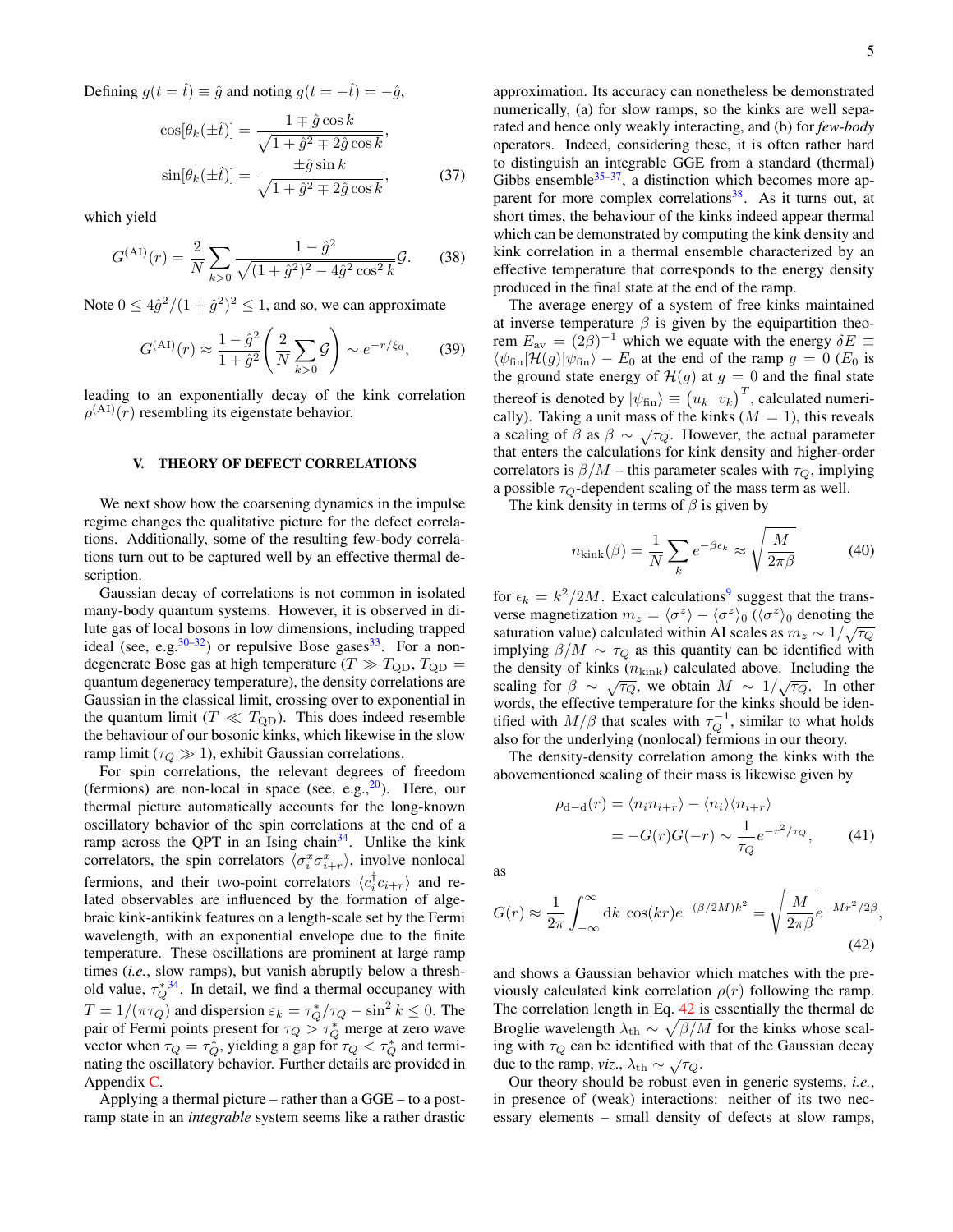Defining $g(t = \hat{t}) \equiv \hat{g}$ and noting $g(t = -\hat{t}) = -\hat{g}$,

$$
\cos[\theta_k(\pm\hat{t})] = \frac{1 \mp \hat{g}\cos k}{\sqrt{1 + \hat{g}^2 \mp 2\hat{g}\cos k}},
$$
$$
\sin[\theta_k(\pm\hat{t})] = \frac{\pm\hat{g}\sin k}{\sqrt{1 + \hat{g}^2 \mp 2\hat{g}\cos k}}, \tag{37}
$$

which yield

$$
G^{(\mathrm{AI})}(r) = \frac{2}{N}\sum_{k>0} \frac{1 - \hat{g}^2}{\sqrt{(1 + \hat{g}^2)^2 - 4\hat{g}^2\cos^2 k}}\mathcal{G}. \tag{38}
$$

Note $0 \le 4\hat{g}^2/(1+\hat{g}^2)^2 \le 1$, and so, we can approximate

$$
G^{(\mathrm{AI})}(r) \approx \frac{1 - \hat{g}^2}{1 + \hat{g}^2}\left(\frac{2}{N}\sum_{k>0}\mathcal{G}\right) \sim e^{-r/\xi_0}, \tag{39}
$$

leading to an exponentially decay of the kink correlation $\rho^{(\mathrm{AI})}(r)$ resembling its eigenstate behavior.

## V. THEORY OF DEFECT CORRELATIONS

We next show how the coarsening dynamics in the impulse regime changes the qualitative picture for the defect correlations. Additionally, some of the resulting few-body correlations turn out to be captured well by an effective thermal description.

Gaussian decay of correlations is not common in isolated many-body quantum systems. However, it is observed in dilute gas of local bosons in low dimensions, including trapped ideal (see, e.g.[30–32]) or repulsive Bose gases[33]. For a non-degenerate Bose gas at high temperature ($T \gg T_{\mathrm{QD}}$, $T_{\mathrm{QD}}$ = quantum degeneracy temperature), the density correlations are Gaussian in the classical limit, crossing over to exponential in the quantum limit ($T \ll T_{\mathrm{QD}}$). This does indeed resemble the behaviour of our bosonic kinks, which likewise in the slow ramp limit ($\tau_Q \gg 1$), exhibit Gaussian correlations.

For spin correlations, the relevant degrees of freedom (fermions) are non-local in space (see, e.g.,[20]). Here, our thermal picture automatically accounts for the long-known oscillatory behavior of the spin correlations at the end of a ramp across the QPT in an Ising chain[34]. Unlike the kink correlators, the spin correlators $\langle\sigma_i^x\sigma_{i+r}^x\rangle$, involve nonlocal fermions, and their two-point correlators $\langle c_i^\dagger c_{i+r}\rangle$ and related observables are influenced by the formation of algebraic kink-antikink features on a length-scale set by the Fermi wavelength, with an exponential envelope due to the finite temperature. These oscillations are prominent at large ramp times (*i.e.*, slow ramps), but vanish abruptly below a threshold value, $\tau_Q^*$[34]. In detail, we find a thermal occupancy with $T = 1/(\pi\tau_Q)$ and dispersion $\varepsilon_k = \tau_Q^*/\tau_Q - \sin^2 k \le 0$. The pair of Fermi points present for $\tau_Q > \tau_Q^*$ merge at zero wave vector when $\tau_Q = \tau_Q^*$, yielding a gap for $\tau_Q < \tau_Q^*$ and terminating the oscillatory behavior. Further details are provided in Appendix C.

Applying a thermal picture – rather than a GGE – to a post-ramp state in an *integrable* system seems like a rather drastic approximation. Its accuracy can nonetheless be demonstrated numerically, (a) for slow ramps, so the kinks are well separated and hence only weakly interacting, and (b) for *few-body* operators. Indeed, considering these, it is often rather hard to distinguish an integrable GGE from a standard (thermal) Gibbs ensemble[35–37], a distinction which becomes more apparent for more complex correlations[38]. As it turns out, at short times, the behaviour of the kinks indeed appear thermal which can be demonstrated by computing the kink density and kink correlation in a thermal ensemble characterized by an effective temperature that corresponds to the energy density produced in the final state at the end of the ramp.

The average energy of a system of free kinks maintained at inverse temperature $\beta$ is given by the equipartition theorem $E_{\mathrm{av}} = (2\beta)^{-1}$ which we equate with the energy $\delta E \equiv \langle\psi_{\mathrm{fin}}|\mathcal{H}(g)|\psi_{\mathrm{fin}}\rangle - E_0$ at the end of the ramp $g = 0$ ($E_0$ is the ground state energy of $\mathcal{H}(g)$ at $g = 0$ and the final state thereof is denoted by $|\psi_{\mathrm{fin}}\rangle \equiv \begin{pmatrix} u_k & v_k \end{pmatrix}^T$, calculated numerically). Taking a unit mass of the kinks ($M = 1$), this reveals a scaling of $\beta$ as $\beta \sim \sqrt{\tau_Q}$. However, the actual parameter that enters the calculations for kink density and higher-order correlators is $\beta/M$ – this parameter scales with $\tau_Q$, implying a possible $\tau_Q$-dependent scaling of the mass term as well.

The kink density in terms of $\beta$ is given by

$$
n_{\mathrm{kink}}(\beta) = \frac{1}{N}\sum_k e^{-\beta\epsilon_k} \approx \sqrt{\frac{M}{2\pi\beta}} \tag{40}
$$

for $\epsilon_k = k^2/2M$. Exact calculations[9] suggest that the transverse magnetization $m_z = \langle\sigma^z\rangle - \langle\sigma^z\rangle_0$ ($\langle\sigma^z\rangle_0$ denoting the saturation value) calculated within AI scales as $m_z \sim 1/\sqrt{\tau_Q}$ implying $\beta/M \sim \tau_Q$ as this quantity can be identified with the density of kinks ($n_{\mathrm{kink}}$) calculated above. Including the scaling for $\beta \sim \sqrt{\tau_Q}$, we obtain $M \sim 1/\sqrt{\tau_Q}$. In other words, the effective temperature for the kinks should be identified with $M/\beta$ that scales with $\tau_Q^{-1}$, similar to what holds also for the underlying (nonlocal) fermions in our theory.

The density-density correlation among the kinks with the abovementioned scaling of their mass is likewise given by

$$
\begin{aligned}
\rho_{\mathrm{d-d}}(r) &= \langle n_i n_{i+r}\rangle - \langle n_i\rangle\langle n_{i+r}\rangle \\
&= -G(r)G(-r) \sim \frac{1}{\tau_Q}e^{-r^2/\tau_Q},
\end{aligned} \tag{41}
$$

as

$$
G(r) \approx \frac{1}{2\pi}\int_{-\infty}^{\infty} \mathrm{d}k\; \cos(kr)e^{-(\beta/2M)k^2} = \sqrt{\frac{M}{2\pi\beta}}e^{-Mr^2/2\beta}, \tag{42}
$$

and shows a Gaussian behavior which matches with the previously calculated kink correlation $\rho(r)$ following the ramp. The correlation length in Eq. 42 is essentially the thermal de Broglie wavelength $\lambda_{\mathrm{th}} \sim \sqrt{\beta/M}$ for the kinks whose scaling with $\tau_Q$ can be identified with that of the Gaussian decay due to the ramp, *viz.*, $\lambda_{\mathrm{th}} \sim \sqrt{\tau_Q}$.

Our theory should be robust even in generic systems, *i.e.*, in presence of (weak) interactions: neither of its two necessary elements – small density of defects at slow ramps,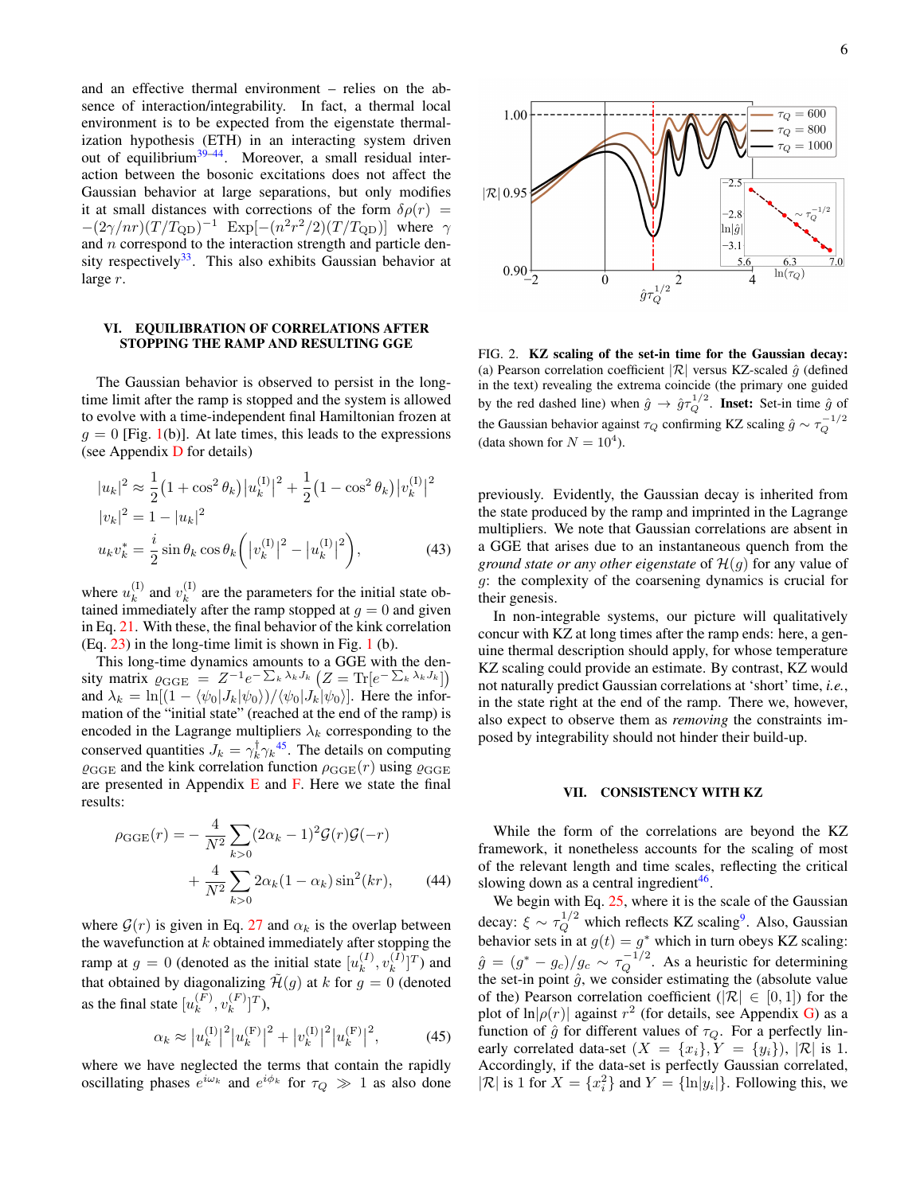and an effective thermal environment – relies on the absence of interaction/integrability. In fact, a thermal local environment is to be expected from the eigenstate thermalization hypothesis (ETH) in an interacting system driven out of equilibrium[39–44]. Moreover, a small residual interaction between the bosonic excitations does not affect the Gaussian behavior at large separations, but only modifies it at small distances with corrections of the form $\delta\rho(r) = -(2\gamma/nr)(T/T_{\rm QD})^{-1}\ {\rm Exp}[-(n^2r^2/2)(T/T_{\rm QD})]$ where $\gamma$ and $n$ correspond to the interaction strength and particle density respectively[33]. This also exhibits Gaussian behavior at large $r$.

## VI. EQUILIBRATION OF CORRELATIONS AFTER STOPPING THE RAMP AND RESULTING GGE

The Gaussian behavior is observed to persist in the long-time limit after the ramp is stopped and the system is allowed to evolve with a time-independent final Hamiltonian frozen at $g = 0$ [Fig. 1(b)]. At late times, this leads to the expressions (see Appendix D for details)

$$
\begin{aligned}
|u_k|^2 &\approx \frac{1}{2}\left(1+\cos^2\theta_k\right)\left|u_k^{(\rm I)}\right|^2 + \frac{1}{2}\left(1-\cos^2\theta_k\right)\left|v_k^{(\rm I)}\right|^2 \\
|v_k|^2 &= 1-|u_k|^2 \\
u_k v_k^* &= \frac{i}{2}\sin\theta_k\cos\theta_k\left(\left|v_k^{(\rm I)}\right|^2-\left|u_k^{(\rm I)}\right|^2\right),
\end{aligned}
\tag{43}
$$

where $u_k^{(\rm I)}$ and $v_k^{(\rm I)}$ are the parameters for the initial state obtained immediately after the ramp stopped at $g = 0$ and given in Eq. 21. With these, the final behavior of the kink correlation (Eq. 23) in the long-time limit is shown in Fig. 1 (b).

This long-time dynamics amounts to a GGE with the density matrix $\varrho_{\rm GGE} = Z^{-1}e^{-\sum_k \lambda_k J_k}$ $\left(Z = {\rm Tr}[e^{-\sum_k \lambda_k J_k}]\right)$ and $\lambda_k = \ln[(1-\langle\psi_0|J_k|\psi_0\rangle)/\langle\psi_0|J_k|\psi_0\rangle]$. Here the information of the "initial state" (reached at the end of the ramp) is encoded in the Lagrange multipliers $\lambda_k$ corresponding to the conserved quantities $J_k = \gamma_k^\dagger\gamma_k$[45]. The details on computing $\varrho_{\rm GGE}$ and the kink correlation function $\rho_{\rm GGE}(r)$ using $\varrho_{\rm GGE}$ are presented in Appendix E and F. Here we state the final results:

$$
\begin{aligned}
\rho_{\rm GGE}(r) = &-\frac{4}{N^2}\sum_{k>0}(2\alpha_k-1)^2\mathcal{G}(r)\mathcal{G}(-r) \\
&+\frac{4}{N^2}\sum_{k>0}2\alpha_k(1-\alpha_k)\sin^2(kr),
\end{aligned}
\tag{44}
$$

where $\mathcal{G}(r)$ is given in Eq. 27 and $\alpha_k$ is the overlap between the wavefunction at $k$ obtained immediately after stopping the ramp at $g = 0$ (denoted as the initial state $[u_k^{(I)}, v_k^{(I)}]^T$) and that obtained by diagonalizing $\tilde{\mathcal{H}}(g)$ at $k$ for $g = 0$ (denoted as the final state $[u_k^{(F)}, v_k^{(F)}]^T$),

$$
\alpha_k \approx \left|u_k^{(\rm I)}\right|^2\left|u_k^{(\rm F)}\right|^2 + \left|v_k^{(\rm I)}\right|^2\left|u_k^{(\rm F)}\right|^2,
\tag{45}
$$

where we have neglected the terms that contain the rapidly oscillating phases $e^{i\omega_k}$ and $e^{i\phi_k}$ for $\tau_Q \gg 1$ as also done previously. Evidently, the Gaussian decay is inherited from the state produced by the ramp and imprinted in the Lagrange multipliers. We note that Gaussian correlations are absent in a GGE that arises due to an instantaneous quench from the *ground state or any other eigenstate* of $\mathcal{H}(g)$ for any value of $g$: the complexity of the coarsening dynamics is crucial for their genesis.

In non-integrable systems, our picture will qualitatively concur with KZ at long times after the ramp ends: here, a genuine thermal description should apply, for whose temperature KZ scaling could provide an estimate. By contrast, KZ would not naturally predict Gaussian correlations at 'short' time, *i.e.*, in the state right at the end of the ramp. There we, however, also expect to observe them as *removing* the constraints imposed by integrability should not hinder their build-up.

FIG. 2. **KZ scaling of the set-in time for the Gaussian decay:** (a) Pearson correlation coefficient $|\mathcal{R}|$ versus KZ-scaled $\hat{g}$ (defined in the text) revealing the extrema coincide (the primary one guided by the red dashed line) when $\hat{g} \to \hat{g}\tau_Q^{1/2}$. **Inset:** Set-in time $\hat{g}$ of the Gaussian behavior against $\tau_Q$ confirming KZ scaling $\hat{g} \sim \tau_Q^{-1/2}$ (data shown for $N = 10^4$).

## VII. CONSISTENCY WITH KZ

While the form of the correlations are beyond the KZ framework, it nonetheless accounts for the scaling of most of the relevant length and time scales, reflecting the critical slowing down as a central ingredient[46].

We begin with Eq. 25, where it is the scale of the Gaussian decay: $\xi \sim \tau_Q^{1/2}$ which reflects KZ scaling[9]. Also, Gaussian behavior sets in at $g(t) = g^*$ which in turn obeys KZ scaling: $\hat{g} = (g^* - g_c)/g_c \sim \tau_Q^{-1/2}$. As a heuristic for determining the set-in point $\hat{g}$, we consider estimating the (absolute value of the) Pearson correlation coefficient ($|\mathcal{R}| \in [0, 1]$) for the plot of $\ln|\rho(r)|$ against $r^2$ (for details, see Appendix G) as a function of $\hat{g}$ for different values of $\tau_Q$. For a perfectly linearly correlated data-set $(X = \{x_i\}, Y = \{y_i\})$, $|\mathcal{R}|$ is 1. Accordingly, if the data-set is perfectly Gaussian correlated, $|\mathcal{R}|$ is 1 for $X = \{x_i^2\}$ and $Y = \{\ln|y_i|\}$. Following this, we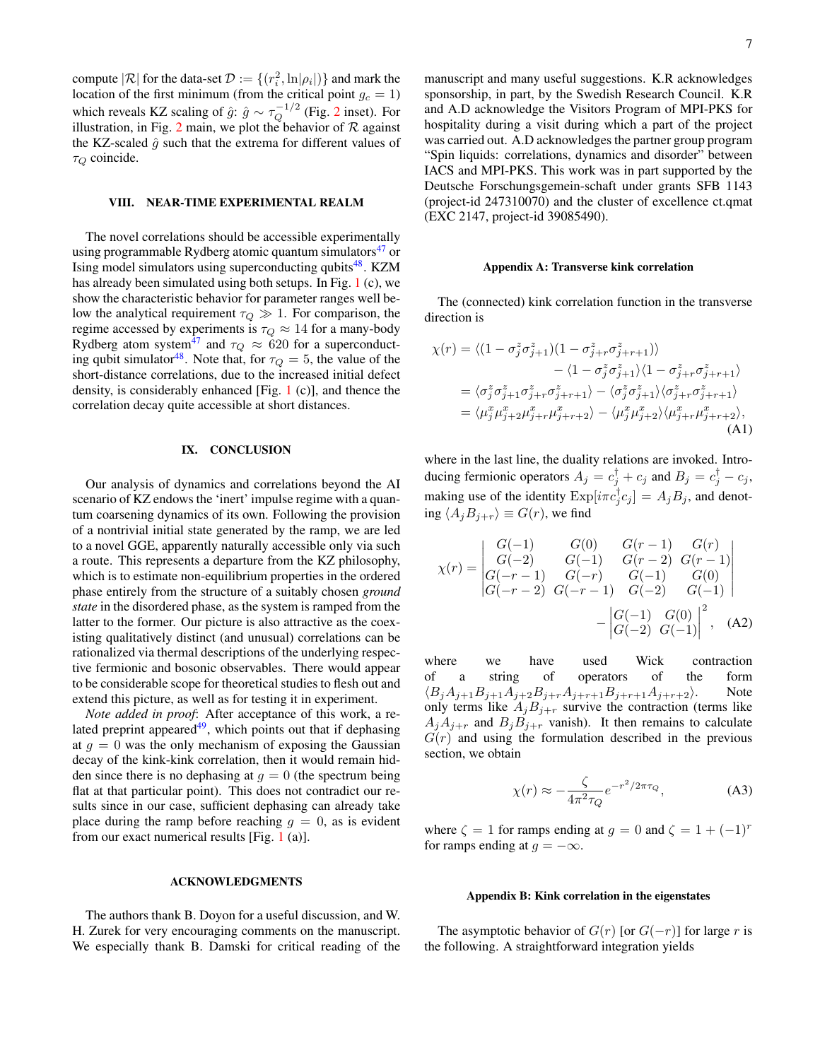compute $|\mathcal{R}|$ for the data-set $\mathcal{D} := \{(r_i^2, \ln|\rho_i|)\}$ and mark the location of the first minimum (from the critical point $g_c = 1$) which reveals KZ scaling of $\hat{g}$: $\hat{g} \sim \tau_Q^{-1/2}$ (Fig. 2 inset). For illustration, in Fig. 2 main, we plot the behavior of $\mathcal{R}$ against the KZ-scaled $\hat{g}$ such that the extrema for different values of $\tau_Q$ coincide.

## VIII. NEAR-TIME EXPERIMENTAL REALM

The novel correlations should be accessible experimentally using programmable Rydberg atomic quantum simulators[47] or Ising model simulators using superconducting qubits[48]. KZM has already been simulated using both setups. In Fig. 1 (c), we show the characteristic behavior for parameter ranges well below the analytical requirement $\tau_Q \gg 1$. For comparison, the regime accessed by experiments is $\tau_Q \approx 14$ for a many-body Rydberg atom system[47] and $\tau_Q \approx 620$ for a superconducting qubit simulator[48]. Note that, for $\tau_Q = 5$, the value of the short-distance correlations, due to the increased initial defect density, is considerably enhanced [Fig. 1 (c)], and thence the correlation decay quite accessible at short distances.

## IX. CONCLUSION

Our analysis of dynamics and correlations beyond the AI scenario of KZ endows the 'inert' impulse regime with a quantum coarsening dynamics of its own. Following the provision of a nontrivial initial state generated by the ramp, we are led to a novel GGE, apparently naturally accessible only via such a route. This represents a departure from the KZ philosophy, which is to estimate non-equilibrium properties in the ordered phase entirely from the structure of a suitably chosen *ground state* in the disordered phase, as the system is ramped from the latter to the former. Our picture is also attractive as the coexisting qualitatively distinct (and unusual) correlations can be rationalized via thermal descriptions of the underlying respective fermionic and bosonic observables. There would appear to be considerable scope for theoretical studies to flesh out and extend this picture, as well as for testing it in experiment.

*Note added in proof*: After acceptance of this work, a related preprint appeared[49], which points out that if dephasing at $g = 0$ was the only mechanism of exposing the Gaussian decay of the kink-kink correlation, then it would remain hidden since there is no dephasing at $g = 0$ (the spectrum being flat at that particular point). This does not contradict our results since in our case, sufficient dephasing can already take place during the ramp before reaching $g = 0$, as is evident from our exact numerical results [Fig. 1 (a)].

## ACKNOWLEDGMENTS

The authors thank B. Doyon for a useful discussion, and W. H. Zurek for very encouraging comments on the manuscript. We especially thank B. Damski for critical reading of the manuscript and many useful suggestions. K.R acknowledges sponsorship, in part, by the Swedish Research Council. K.R and A.D acknowledge the Visitors Program of MPI-PKS for hospitality during a visit during which a part of the project was carried out. A.D acknowledges the partner group program "Spin liquids: correlations, dynamics and disorder" between IACS and MPI-PKS. This work was in part supported by the Deutsche Forschungsgemein-schaft under grants SFB 1143 (project-id 247310070) and the cluster of excellence ct.qmat (EXC 2147, project-id 39085490).

### Appendix A: Transverse kink correlation

The (connected) kink correlation function in the transverse direction is

$$
\begin{aligned}
\chi(r) &= \langle (1-\sigma_j^z\sigma_{j+1}^z)(1-\sigma_{j+r}^z\sigma_{j+r+1}^z)\rangle \\
&\qquad - \langle 1-\sigma_j^z\sigma_{j+1}^z\rangle\langle 1-\sigma_{j+r}^z\sigma_{j+r+1}^z\rangle \\
&= \langle \sigma_j^z\sigma_{j+1}^z\sigma_{j+r}^z\sigma_{j+r+1}^z\rangle - \langle \sigma_j^z\sigma_{j+1}^z\rangle\langle \sigma_{j+r}^z\sigma_{j+r+1}^z\rangle \\
&= \langle \mu_j^x\mu_{j+2}^x\mu_{j+r}^x\mu_{j+r+2}^x\rangle - \langle \mu_j^x\mu_{j+2}^x\rangle\langle \mu_{j+r}^x\mu_{j+r+2}^x\rangle,
\end{aligned} \tag{A1}
$$

where in the last line, the duality relations are invoked. Introducing fermionic operators $A_j = c_j^\dagger + c_j$ and $B_j = c_j^\dagger - c_j$, making use of the identity $\mathrm{Exp}[i\pi c_j^\dagger c_j] = A_j B_j$, and denoting $\langle A_j B_{j+r}\rangle \equiv G(r)$, we find

$$
\chi(r) = \begin{vmatrix} G(-1) & G(0) & G(r-1) & G(r) \\ G(-2) & G(-1) & G(r-2) & G(r-1) \\ G(-r-1) & G(-r) & G(-1) & G(0) \\ G(-r-2) & G(-r-1) & G(-2) & G(-1) \end{vmatrix} - \begin{vmatrix} G(-1) & G(0) \\ G(-2) & G(-1) \end{vmatrix}^2, \tag{A2}
$$

where we have used Wick contraction of a string of operators of the form $\langle B_j A_{j+1} B_{j+1} A_{j+2} B_{j+r} A_{j+r+1} B_{j+r+1} A_{j+r+2}\rangle$. Note only terms like $A_j B_{j+r}$ survive the contraction (terms like $A_j A_{j+r}$ and $B_j B_{j+r}$ vanish). It then remains to calculate $G(r)$ and using the formulation described in the previous section, we obtain

$$
\chi(r) \approx -\frac{\zeta}{4\pi^2\tau_Q} e^{-r^2/2\pi\tau_Q}, \tag{A3}
$$

where $\zeta = 1$ for ramps ending at $g = 0$ and $\zeta = 1 + (-1)^r$ for ramps ending at $g = -\infty$.

### Appendix B: Kink correlation in the eigenstates

The asymptotic behavior of $G(r)$ [or $G(-r)$] for large $r$ is the following. A straightforward integration yields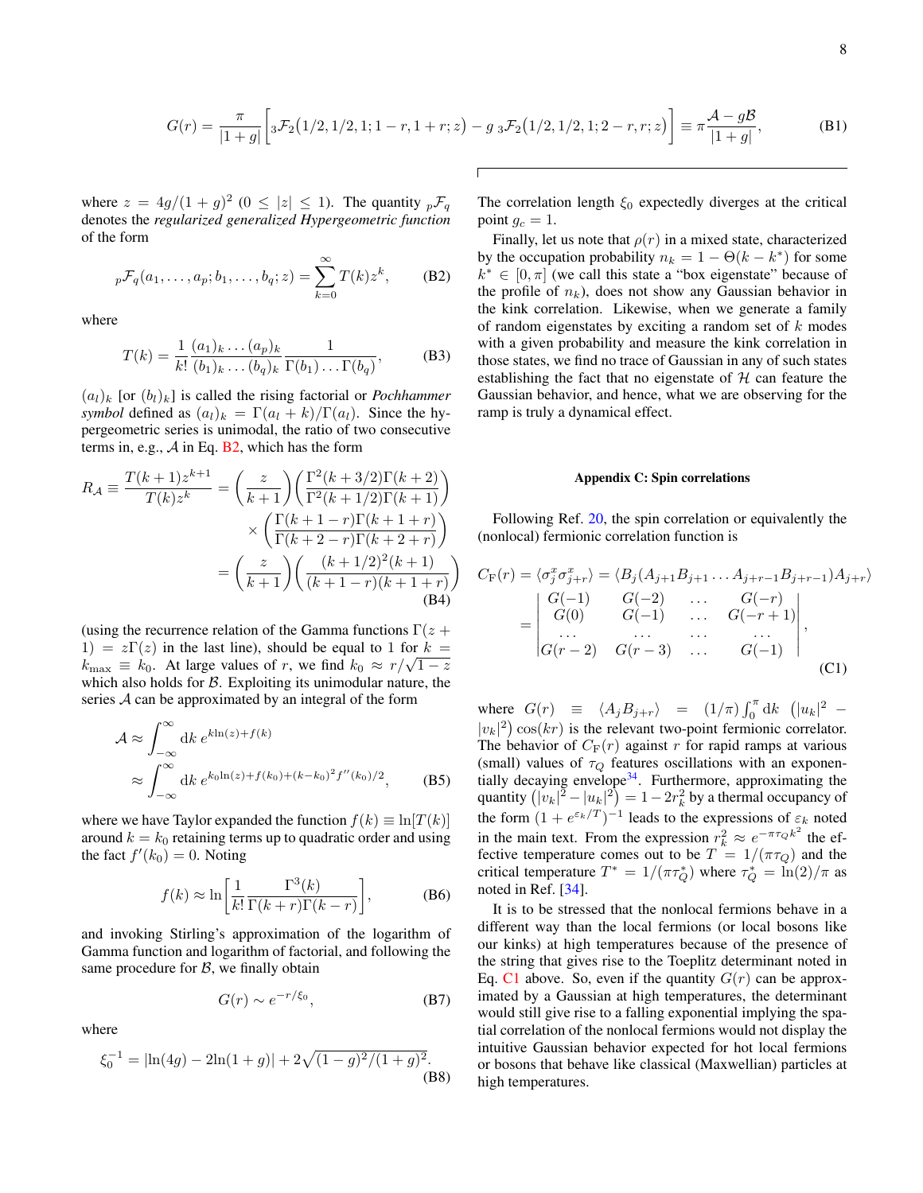$$G(r) = \frac{\pi}{|1+g|}\left[{}_3\mathcal{F}_2\big(1/2, 1/2, 1; 1-r, 1+r; z\big) - g\,{}_3\mathcal{F}_2\big(1/2, 1/2, 1; 2-r, r; z\big)\right] \equiv \pi\frac{\mathcal{A} - g\mathcal{B}}{|1+g|}, \tag{B1}$$

where $z = 4g/(1+g)^2$ $(0 \leq |z| \leq 1)$. The quantity ${}_p\mathcal{F}_q$ denotes the *regularized generalized Hypergeometric function* of the form

$$ {}_p\mathcal{F}_q(a_1, \ldots, a_p; b_1, \ldots, b_q; z) = \sum_{k=0}^{\infty} T(k) z^k, \tag{B2}$$

where

$$T(k) = \frac{1}{k!}\frac{(a_1)_k \ldots (a_p)_k}{(b_1)_k \ldots (b_q)_k}\frac{1}{\Gamma(b_1)\ldots\Gamma(b_q)}, \tag{B3}$$

$(a_l)_k$ [or $(b_l)_k$] is called the rising factorial or *Pochhammer symbol* defined as $(a_l)_k = \Gamma(a_l + k)/\Gamma(a_l)$. Since the hypergeometric series is unimodal, the ratio of two consecutive terms in, e.g., $\mathcal{A}$ in Eq. B2, which has the form

$$\begin{aligned} R_{\mathcal{A}} \equiv \frac{T(k+1)z^{k+1}}{T(k)z^k} &= \left(\frac{z}{k+1}\right)\left(\frac{\Gamma^2(k+3/2)\Gamma(k+2)}{\Gamma^2(k+1/2)\Gamma(k+1)}\right) \\ &\quad \times \left(\frac{\Gamma(k+1-r)\Gamma(k+1+r)}{\Gamma(k+2-r)\Gamma(k+2+r)}\right) \\ &= \left(\frac{z}{k+1}\right)\left(\frac{(k+1/2)^2(k+1)}{(k+1-r)(k+1+r)}\right) \end{aligned} \tag{B4}$$

(using the recurrence relation of the Gamma functions $\Gamma(z+1) = z\Gamma(z)$ in the last line), should be equal to 1 for $k = k_{\rm max} \equiv k_0$. At large values of $r$, we find $k_0 \approx r/\sqrt{1-z}$ which also holds for $\mathcal{B}$. Exploiting its unimodular nature, the series $\mathcal{A}$ can be approximated by an integral of the form

$$\begin{aligned} \mathcal{A} &\approx \int_{-\infty}^{\infty} {\rm d}k\, e^{k\ln(z) + f(k)} \\ &\approx \int_{-\infty}^{\infty} {\rm d}k\, e^{k_0\ln(z) + f(k_0) + (k-k_0)^2 f''(k_0)/2}, \end{aligned} \tag{B5}$$

where we have Taylor expanded the function $f(k) \equiv \ln[T(k)]$ around $k = k_0$ retaining terms up to quadratic order and using the fact $f'(k_0) = 0$. Noting

$$f(k) \approx \ln\left[\frac{1}{k!}\frac{\Gamma^3(k)}{\Gamma(k+r)\Gamma(k-r)}\right], \tag{B6}$$

and invoking Stirling's approximation of the logarithm of Gamma function and logarithm of factorial, and following the same procedure for $\mathcal{B}$, we finally obtain

$$G(r) \sim e^{-r/\xi_0}, \tag{B7}$$

where

$$\xi_0^{-1} = |\ln(4g) - 2\ln(1+g)| + 2\sqrt{(1-g)^2/(1+g)^2}. \tag{B8}$$

The correlation length $\xi_0$ expectedly diverges at the critical point $g_c = 1$.

Finally, let us note that $\rho(r)$ in a mixed state, characterized by the occupation probability $n_k = 1 - \Theta(k - k^*)$ for some $k^* \in [0, \pi]$ (we call this state a "box eigenstate" because of the profile of $n_k$), does not show any Gaussian behavior in the kink correlation. Likewise, when we generate a family of random eigenstates by exciting a random set of $k$ modes with a given probability and measure the kink correlation in those states, we find no trace of Gaussian in any of such states establishing the fact that no eigenstate of $\mathcal{H}$ can feature the Gaussian behavior, and hence, what we are observing for the ramp is truly a dynamical effect.

## Appendix C: Spin correlations

Following Ref. 20, the spin correlation or equivalently the (nonlocal) fermionic correlation function is

$$\begin{aligned} C_{\rm F}(r) &= \langle \sigma_j^x \sigma_{j+r}^x \rangle = \langle B_j (A_{j+1}B_{j+1}\ldots A_{j+r-1}B_{j+r-1})A_{j+r}\rangle \\ &= \begin{vmatrix} G(-1) & G(-2) & \ldots & G(-r) \\ G(0) & G(-1) & \ldots & G(-r+1) \\ \ldots & \ldots & \ldots & \ldots \\ G(r-2) & G(r-3) & \ldots & G(-1) \end{vmatrix}, \end{aligned} \tag{C1}$$

where $G(r) \equiv \langle A_j B_{j+r}\rangle = (1/\pi)\int_0^\pi {\rm d}k\, \left(|u_k|^2 - |v_k|^2\right)\cos(kr)$ is the relevant two-point fermionic correlator. The behavior of $C_{\rm F}(r)$ against $r$ for rapid ramps at various (small) values of $\tau_Q$ features oscillations with an exponentially decaying envelope[34]. Furthermore, approximating the quantity $\left(|v_k|^2 - |u_k|^2\right) = 1 - 2r_k^2$ by a thermal occupancy of the form $(1 + e^{\varepsilon_k/T})^{-1}$ leads to the expressions of $\varepsilon_k$ noted in the main text. From the expression $r_k^2 \approx e^{-\pi\tau_Q k^2}$ the effective temperature comes out to be $T = 1/(\pi\tau_Q)$ and the critical temperature $T^* = 1/(\pi\tau_Q^*)$ where $\tau_Q^* = \ln(2)/\pi$ as noted in Ref. [34].

It is to be stressed that the nonlocal fermions behave in a different way than the local fermions (or local bosons like our kinks) at high temperatures because of the presence of the string that gives rise to the Toeplitz determinant noted in Eq. C1 above. So, even if the quantity $G(r)$ can be approximated by a Gaussian at high temperatures, the determinant would still give rise to a falling exponential implying the spatial correlation of the nonlocal fermions would not display the intuitive Gaussian behavior expected for hot local fermions or bosons that behave like classical (Maxwellian) particles at high temperatures.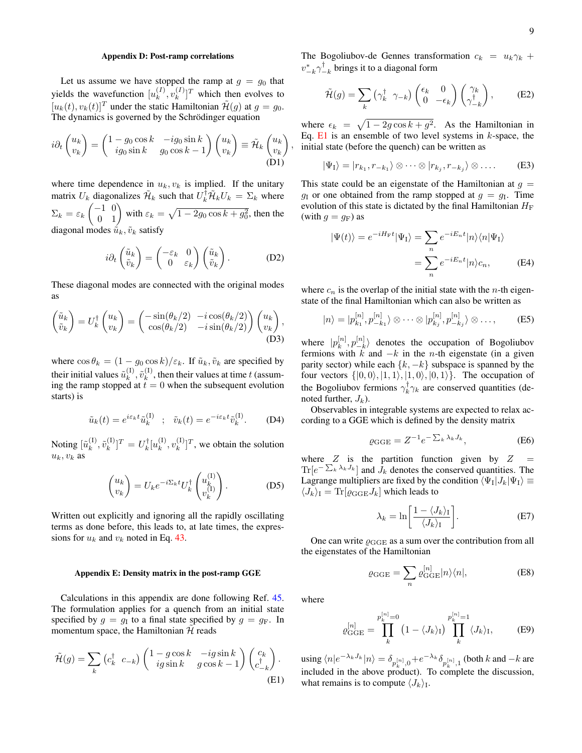### Appendix D: Post-ramp correlations

Let us assume we have stopped the ramp at $g = g_0$ that yields the wavefunction $[u_k^{(I)}, v_k^{(I)}]^T$ which then evolves to $[u_k(t), v_k(t)]^T$ under the static Hamiltonian $\tilde{\mathcal{H}}(g)$ at $g = g_0$. The dynamics is governed by the Schrödinger equation

$$i\partial_t \begin{pmatrix} u_k \\ v_k \end{pmatrix} = \begin{pmatrix} 1 - g_0 \cos k & -ig_0 \sin k \\ ig_0 \sin k & g_0 \cos k - 1 \end{pmatrix} \begin{pmatrix} u_k \\ v_k \end{pmatrix} \equiv \tilde{\mathcal{H}}_k \begin{pmatrix} u_k \\ v_k \end{pmatrix}, \tag{D1}$$

where time dependence in $u_k, v_k$ is implied. If the unitary matrix $U_k$ diagonalizes $\tilde{\mathcal{H}}_k$ such that $U_k^\dagger \tilde{\mathcal{H}}_k U_k = \Sigma_k$ where $\Sigma_k = \varepsilon_k \begin{pmatrix} -1 & 0 \\ 0 & 1 \end{pmatrix}$ with $\varepsilon_k = \sqrt{1 - 2g_0 \cos k + g_0^2}$, then the diagonal modes $\tilde{u}_k, \tilde{v}_k$ satisfy

$$i\partial_t \begin{pmatrix} \tilde{u}_k \\ \tilde{v}_k \end{pmatrix} = \begin{pmatrix} -\varepsilon_k & 0 \\ 0 & \varepsilon_k \end{pmatrix} \begin{pmatrix} \tilde{u}_k \\ \tilde{v}_k \end{pmatrix}. \tag{D2}$$

These diagonal modes are connected with the original modes as

$$\begin{pmatrix} \tilde{u}_k \\ \tilde{v}_k \end{pmatrix} = U_k^\dagger \begin{pmatrix} u_k \\ v_k \end{pmatrix} = \begin{pmatrix} -\sin(\theta_k/2) & -i\cos(\theta_k/2) \\ \cos(\theta_k/2) & -i\sin(\theta_k/2) \end{pmatrix} \begin{pmatrix} u_k \\ v_k \end{pmatrix}, \tag{D3}$$

where $\cos\theta_k = (1 - g_0 \cos k)/\varepsilon_k$. If $\tilde{u}_k, \tilde{v}_k$ are specified by their initial values $\tilde{u}_k^{(\mathrm{I})}, \tilde{v}_k^{(\mathrm{I})}$, then their values at time $t$ (assuming the ramp stopped at $t = 0$ when the subsequent evolution starts) is

$$\tilde{u}_k(t) = e^{i\varepsilon_k t} \tilde{u}_k^{(\mathrm{I})} \quad ; \quad \tilde{v}_k(t) = e^{-i\varepsilon_k t} \tilde{v}_k^{(\mathrm{I})}. \tag{D4}$$

Noting $[\tilde{u}_k^{(\mathrm{I})}, \tilde{v}_k^{(\mathrm{I})}]^T = U_k^\dagger [u_k^{(\mathrm{I})}, v_k^{(\mathrm{I})}]^T$, we obtain the solution $u_k, v_k$ as

$$\begin{pmatrix} u_k \\ v_k \end{pmatrix} = U_k e^{-i\Sigma_k t} U_k^\dagger \begin{pmatrix} u_k^{(\mathrm{I})} \\ v_k^{(\mathrm{I})} \end{pmatrix}. \tag{D5}$$

Written out explicitly and ignoring all the rapidly oscillating terms as done before, this leads to, at late times, the expressions for $u_k$ and $v_k$ noted in Eq. 43.

### Appendix E: Density matrix in the post-ramp GGE

Calculations in this appendix are done following Ref. 45. The formulation applies for a quench from an initial state specified by $g = g_{\mathrm{I}}$ to a final state specified by $g = g_{\mathrm{F}}$. In momentum space, the Hamiltonian $\mathcal{H}$ reads

$$\tilde{\mathcal{H}}(g) = \sum_k \begin{pmatrix} c_k^\dagger & c_{-k} \end{pmatrix} \begin{pmatrix} 1 - g\cos k & -ig \sin k \\ ig \sin k & g\cos k - 1 \end{pmatrix} \begin{pmatrix} c_k \\ c_{-k}^\dagger \end{pmatrix}. \tag{E1}$$

The Bogoliubov-de Gennes transformation $c_k = u_k \gamma_k + v_{-k}^* \gamma_{-k}^\dagger$ brings it to a diagonal form

$$\tilde{\mathcal{H}}(g) = \sum_k \begin{pmatrix} \gamma_k^\dagger & \gamma_{-k} \end{pmatrix} \begin{pmatrix} \epsilon_k & 0 \\ 0 & -\epsilon_k \end{pmatrix} \begin{pmatrix} \gamma_k \\ \gamma_{-k}^\dagger \end{pmatrix}, \tag{E2}$$

where $\epsilon_k = \sqrt{1 - 2g\cos k + g^2}$. As the Hamiltonian in Eq. E1 is an ensemble of two level systems in $k$-space, the initial state (before the quench) can be written as

$$|\Psi_{\mathrm{I}}\rangle = |r_{k_1}, r_{-k_1}\rangle \otimes \cdots \otimes |r_{k_j}, r_{-k_j}\rangle \otimes \ldots. \tag{E3}$$

This state could be an eigenstate of the Hamiltonian at $g = g_{\mathrm{I}}$ or one obtained from the ramp stopped at $g = g_{\mathrm{I}}$. Time evolution of this state is dictated by the final Hamiltonian $H_{\mathrm{F}}$ (with $g = g_{\mathrm{F}}$) as

$$\begin{aligned} |\Psi(t)\rangle = e^{-iH_{\mathrm{F}} t} |\Psi_{\mathrm{I}}\rangle &= \sum_n e^{-iE_n t} |n\rangle\langle n|\Psi_{\mathrm{I}}\rangle \\ &= \sum_n e^{-iE_n t} |n\rangle c_n, \end{aligned} \tag{E4}$$

where $c_n$ is the overlap of the initial state with the $n$-th eigenstate of the final Hamiltonian which can also be written as

$$|n\rangle = |p_{k_1}^{[n]}, p_{-k_1}^{[n]}\rangle \otimes \cdots \otimes |p_{k_j}^{[n]}, p_{-k_j}^{[n]}\rangle \otimes \ldots, \tag{E5}$$

where $|p_k^{[n]}, p_{-k}^{[n]}\rangle$ denotes the occupation of Bogoliubov fermions with $k$ and $-k$ in the $n$-th eigenstate (in a given parity sector) while each $\{k, -k\}$ subspace is spanned by the four vectors $\{|0,0\rangle, |1,1\rangle, |1,0\rangle, |0,1\rangle\}$. The occupation of the Bogoliubov fermions $\gamma_k^\dagger \gamma_k$ are conserved quantities (denoted further, $J_k$).

Observables in integrable systems are expected to relax according to a GGE which is defined by the density matrix

$$\varrho_{\mathrm{GGE}} = Z^{-1} e^{-\sum_k \lambda_k J_k}, \tag{E6}$$

where $Z$ is the partition function given by $Z = \mathrm{Tr}[e^{-\sum_k \lambda_k J_k}]$ and $J_k$ denotes the conserved quantities. The Lagrange multipliers are fixed by the condition $\langle \Psi_{\mathrm{I}} | J_k | \Psi_{\mathrm{I}} \rangle \equiv \langle J_k \rangle_{\mathrm{I}} = \mathrm{Tr}[\varrho_{\mathrm{GGE}} J_k]$ which leads to

$$\lambda_k = \ln\left[\frac{1 - \langle J_k \rangle_{\mathrm{I}}}{\langle J_k \rangle_{\mathrm{I}}}\right]. \tag{E7}$$

One can write $\varrho_{\mathrm{GGE}}$ as a sum over the contribution from all the eigenstates of the Hamiltonian

$$\varrho_{\mathrm{GGE}} = \sum_n \varrho_{\mathrm{GGE}}^{[n]} |n\rangle\langle n|, \tag{E8}$$

where

$$\varrho_{\mathrm{GGE}}^{[n]} = \prod_k^{p_k^{[n]}=0} \left(1 - \langle J_k \rangle_{\mathrm{I}}\right) \prod_k^{p_k^{[n]}=1} \langle J_k \rangle_{\mathrm{I}}, \tag{E9}$$

using $\langle n | e^{-\lambda_k J_k} | n \rangle = \delta_{p_k^{[n]},0} + e^{-\lambda_k} \delta_{p_k^{[n]},1}$ (both $k$ and $-k$ are included in the above product). To complete the discussion, what remains is to compute $\langle J_k \rangle_{\mathrm{I}}$.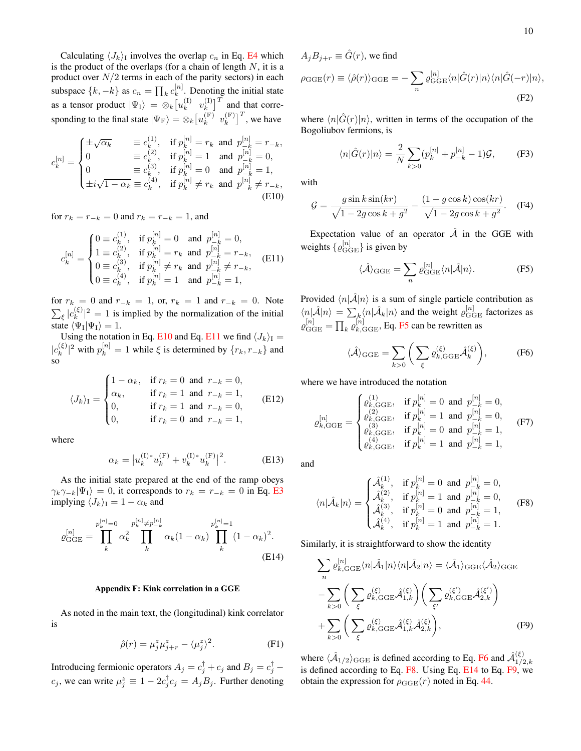Calculating $\langle J_k \rangle_{\rm I}$ involves the overlap $c_n$ in Eq. E4 which is the product of the overlaps (for a chain of length $N$, it is a product over $N/2$ terms in each of the parity sectors) in each subspace $\{k, -k\}$ as $c_n = \prod_k c_k^{[n]}$. Denoting the initial state as a tensor product $|\Psi_{\rm I}\rangle = \otimes_k \big[u_k^{\rm (I)} \;\; v_k^{\rm (I)}\big]^T$ and that corresponding to the final state $|\Psi_{\rm F}\rangle = \otimes_k \big[u_k^{\rm (F)} \;\; v_k^{\rm (F)}\big]^T$, we have

$$
c_k^{[n]} = \begin{cases} \pm\sqrt{\alpha_k} & \equiv c_k^{(1)}, \quad \text{if } p_k^{[n]} = r_k \text{ and } p_{-k}^{[n]} = r_{-k}, \\ 0 & \equiv c_k^{(2)}, \quad \text{if } p_k^{[n]} = 1 \text{ and } p_{-k}^{[n]} = 0, \\ 0 & \equiv c_k^{(3)}, \quad \text{if } p_k^{[n]} = 0 \text{ and } p_{-k}^{[n]} = 1, \\ \pm i\sqrt{1-\alpha_k} & \equiv c_k^{(4)}, \quad \text{if } p_k^{[n]} \neq r_k \text{ and } p_{-k}^{[n]} \neq r_{-k}, \end{cases} \tag{E10}
$$

for $r_k = r_{-k} = 0$ and $r_k = r_{-k} = 1$, and

$$
c_k^{[n]} = \begin{cases} 0 \equiv c_k^{(1)}, & \text{if } p_k^{[n]} = 0 \quad \text{and} \quad p_{-k}^{[n]} = 0, \\ 1 \equiv c_k^{(2)}, & \text{if } p_k^{[n]} = r_k \text{ and } p_{-k}^{[n]} = r_{-k}, \\ 0 \equiv c_k^{(3)}, & \text{if } p_k^{[n]} \neq r_k \text{ and } p_{-k}^{[n]} \neq r_{-k}, \\ 0 \equiv c_k^{(4)}, & \text{if } p_k^{[n]} = 1 \quad \text{and} \quad p_{-k}^{[n]} = 1, \end{cases} \tag{E11}
$$

for $r_k = 0$ and $r_{-k} = 1$, or, $r_k = 1$ and $r_{-k} = 0$. Note $\sum_\xi |c_k^{(\xi)}|^2 = 1$ is implied by the normalization of the initial state $\langle \Psi_{\rm I}|\Psi_{\rm I}\rangle = 1$.

Using the notation in Eq. E10 and Eq. E11 we find $\langle J_k \rangle_{\rm I} = |c_k^{(\xi)}|^2$ with $p_k^{[n]} = 1$ while $\xi$ is determined by $\{r_k, r_{-k}\}$ and so

$$
\langle J_k \rangle_{\rm I} = \begin{cases} 1-\alpha_k, & \text{if } r_k = 0 \text{ and } r_{-k} = 0, \\ \alpha_k, & \text{if } r_k = 1 \text{ and } r_{-k} = 1, \\ 0, & \text{if } r_k = 1 \text{ and } r_{-k} = 0, \\ 0, & \text{if } r_k = 0 \text{ and } r_{-k} = 1, \end{cases} \tag{E12}
$$

where

$$
\alpha_k = \big|u_k^{\rm (I)*} u_k^{\rm (F)} + v_k^{\rm (I)*} u_k^{\rm (F)}\big|^2. \tag{E13}
$$

As the initial state prepared at the end of the ramp obeys $\gamma_k \gamma_{-k}|\Psi_{\rm I}\rangle = 0$, it corresponds to $r_k = r_{-k} = 0$ in Eq. E3 implying $\langle J_k \rangle_{\rm I} = 1 - \alpha_k$ and

$$
\varrho_{\rm GGE}^{[n]} = \prod_k^{p_k^{[n]}=0} \alpha_k^2 \prod_k^{p_k^{[n]} \neq p_{-k}^{[n]}} \alpha_k(1-\alpha_k) \prod_k^{p_k^{[n]}=1} (1-\alpha_k)^2. \tag{E14}
$$

## Appendix F: Kink correlation in a GGE

As noted in the main text, the (longitudinal) kink correlator is

$$
\hat\rho(r) = \mu_j^z \mu_{j+r}^z - \langle \mu_j^z \rangle^2. \tag{F1}
$$

Introducing fermionic operators $A_j = c_j^\dagger + c_j$ and $B_j = c_j^\dagger - c_j$, we can write $\mu_j^z \equiv 1 - 2c_j^\dagger c_j = A_j B_j$. Further denoting $A_j B_{j+r} \equiv \hat G(r)$, we find

$$
\rho_{\rm GGE}(r) \equiv \langle \hat\rho(r) \rangle_{\rm GGE} = -\sum_n \varrho_{\rm GGE}^{[n]} \langle n|\hat G(r)|n\rangle \langle n|\hat G(-r)|n\rangle, \tag{F2}
$$

where $\langle n|\hat G(r)|n\rangle$, written in terms of the occupation of the Bogoliubov fermions, is

$$
\langle n|\hat G(r)|n\rangle = \frac{2}{N}\sum_{k>0}(p_k^{[n]} + p_{-k}^{[n]} - 1)\mathcal{G}, \tag{F3}
$$

with

$$
\mathcal{G} = \frac{g \sin k \sin(kr)}{\sqrt{1-2g\cos k + g^2}} - \frac{(1-g\cos k)\cos(kr)}{\sqrt{1-2g\cos k + g^2}}. \tag{F4}
$$

Expectation value of an operator $\hat{\mathcal{A}}$ in the GGE with weights $\{\varrho_{\rm GGE}^{[n]}\}$ is given by

$$
\langle \hat{\mathcal{A}} \rangle_{\rm GGE} = \sum_n \varrho_{\rm GGE}^{[n]} \langle n|\hat{\mathcal{A}}|n\rangle. \tag{F5}
$$

Provided $\langle n|\hat{\mathcal{A}}|n\rangle$ is a sum of single particle contribution as $\langle n|\hat{\mathcal{A}}|n\rangle = \sum_k \langle n|\hat{\mathcal{A}}_k|n\rangle$ and the weight $\varrho_{\rm GGE}^{[n]}$ factorizes as $\varrho_{\rm GGE}^{[n]} = \prod_k \varrho_{k,\rm GGE}^{[n]}$, Eq. F5 can be rewritten as

$$
\langle \hat{\mathcal{A}} \rangle_{\rm GGE} = \sum_{k>0}\left(\sum_\xi \varrho_{k,\rm GGE}^{(\xi)} \hat{\mathcal{A}}_k^{(\xi)}\right), \tag{F6}
$$

where we have introduced the notation

$$
\varrho_{k,\rm GGE}^{[n]} = \begin{cases} \varrho_{k,\rm GGE}^{(1)}, & \text{if } p_k^{[n]} = 0 \text{ and } p_{-k}^{[n]} = 0, \\ \varrho_{k,\rm GGE}^{(2)}, & \text{if } p_k^{[n]} = 1 \text{ and } p_{-k}^{[n]} = 0, \\ \varrho_{k,\rm GGE}^{(3)}, & \text{if } p_k^{[n]} = 0 \text{ and } p_{-k}^{[n]} = 1, \\ \varrho_{k,\rm GGE}^{(4)}, & \text{if } p_k^{[n]} = 1 \text{ and } p_{-k}^{[n]} = 1, \end{cases} \tag{F7}
$$

and

$$
\langle n|\hat{\mathcal{A}}_k|n\rangle = \begin{cases} \hat{\mathcal{A}}_k^{(1)}, & \text{if } p_k^{[n]} = 0 \text{ and } p_{-k}^{[n]} = 0, \\ \hat{\mathcal{A}}_k^{(2)}, & \text{if } p_k^{[n]} = 1 \text{ and } p_{-k}^{[n]} = 0, \\ \hat{\mathcal{A}}_k^{(3)}, & \text{if } p_k^{[n]} = 0 \text{ and } p_{-k}^{[n]} = 1, \\ \hat{\mathcal{A}}_k^{(4)}, & \text{if } p_k^{[n]} = 1 \text{ and } p_{-k}^{[n]} = 1. \end{cases} \tag{F8}
$$

Similarly, it is straightforward to show the identity

$$
\begin{aligned} \sum_n \varrho_{k,\rm GGE}^{[n]} \langle n|\hat{\mathcal{A}}_1|n\rangle \langle n|\hat{\mathcal{A}}_2|n\rangle &= \langle \hat{\mathcal{A}}_1 \rangle_{\rm GGE} \langle \hat{\mathcal{A}}_2 \rangle_{\rm GGE} \\ &- \sum_{k>0}\left(\sum_\xi \varrho_{k,\rm GGE}^{(\xi)} \hat{\mathcal{A}}_{1,k}^{(\xi)}\right)\left(\sum_{\xi'} \varrho_{k,\rm GGE}^{(\xi')} \hat{\mathcal{A}}_{2,k}^{(\xi')}\right) \\ &+ \sum_{k>0}\left(\sum_\xi \varrho_{k,\rm GGE}^{(\xi)} \hat{\mathcal{A}}_{1,k}^{(\xi)} \hat{\mathcal{A}}_{2,k}^{(\xi)}\right), \end{aligned} \tag{F9}
$$

where $\langle \hat{\mathcal{A}}_{1/2} \rangle_{\rm GGE}$ is defined according to Eq. F6 and $\hat{\mathcal{A}}_{1/2,k}^{(\xi)}$ is defined according to Eq. F8. Using Eq. E14 to Eq. F9, we obtain the expression for $\rho_{\rm GGE}(r)$ noted in Eq. 44.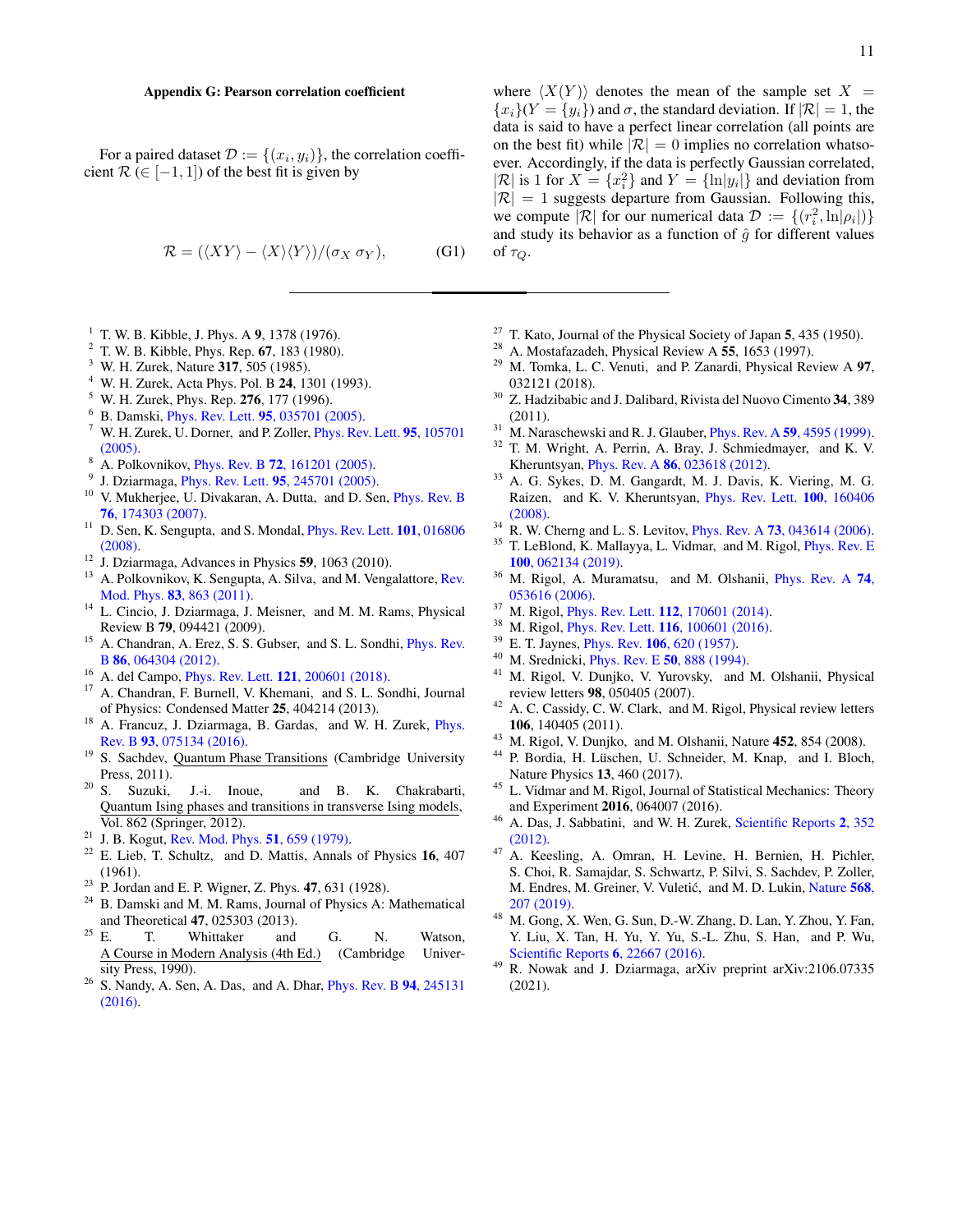### Appendix G: Pearson correlation coefficient

For a paired dataset $\mathcal{D} := \{(x_i, y_i)\}$, the correlation coefficient $\mathcal{R}$ ($\in [-1, 1]$) of the best fit is given by

$$\mathcal{R} = (\langle XY\rangle - \langle X\rangle\langle Y\rangle)/(\sigma_X\, \sigma_Y), \tag{G1}$$

where $\langle X(Y)\rangle$ denotes the mean of the sample set $X = \{x_i\}(Y = \{y_i\})$ and $\sigma$, the standard deviation. If $|\mathcal{R}| = 1$, the data is said to have a perfect linear correlation (all points are on the best fit) while $|\mathcal{R}| = 0$ implies no correlation whatsoever. Accordingly, if the data is perfectly Gaussian correlated, $|\mathcal{R}|$ is 1 for $X = \{x_i^2\}$ and $Y = \{\ln|y_i|\}$ and deviation from $|\mathcal{R}| = 1$ suggests departure from Gaussian. Following this, we compute $|\mathcal{R}|$ for our numerical data $\mathcal{D} := \{(r_i^2, \ln|\rho_i|)\}$ and study its behavior as a function of $\hat{g}$ for different values of $\tau_Q$.

---

[1] T. W. B. Kibble, J. Phys. A **9**, 1378 (1976).
[2] T. W. B. Kibble, Phys. Rep. **67**, 183 (1980).
[3] W. H. Zurek, Nature **317**, 505 (1985).
[4] W. H. Zurek, Acta Phys. Pol. B **24**, 1301 (1993).
[5] W. H. Zurek, Phys. Rep. **276**, 177 (1996).
[6] B. Damski, Phys. Rev. Lett. **95**, 035701 (2005).
[7] W. H. Zurek, U. Dorner, and P. Zoller, Phys. Rev. Lett. **95**, 105701 (2005).
[8] A. Polkovnikov, Phys. Rev. B **72**, 161201 (2005).
[9] J. Dziarmaga, Phys. Rev. Lett. **95**, 245701 (2005).
[10] V. Mukherjee, U. Divakaran, A. Dutta, and D. Sen, Phys. Rev. B **76**, 174303 (2007).
[11] D. Sen, K. Sengupta, and S. Mondal, Phys. Rev. Lett. **101**, 016806 (2008).
[12] J. Dziarmaga, Advances in Physics **59**, 1063 (2010).
[13] A. Polkovnikov, K. Sengupta, A. Silva, and M. Vengalattore, Rev. Mod. Phys. **83**, 863 (2011).
[14] L. Cincio, J. Dziarmaga, J. Meisner, and M. M. Rams, Physical Review B **79**, 094421 (2009).
[15] A. Chandran, A. Erez, S. S. Gubser, and S. L. Sondhi, Phys. Rev. B **86**, 064304 (2012).
[16] A. del Campo, Phys. Rev. Lett. **121**, 200601 (2018).
[17] A. Chandran, F. Burnell, V. Khemani, and S. L. Sondhi, Journal of Physics: Condensed Matter **25**, 404214 (2013).
[18] A. Francuz, J. Dziarmaga, B. Gardas, and W. H. Zurek, Phys. Rev. B **93**, 075134 (2016).
[19] S. Sachdev, Quantum Phase Transitions (Cambridge University Press, 2011).
[20] S. Suzuki, J.-i. Inoue, and B. K. Chakrabarti, Quantum Ising phases and transitions in transverse Ising models, Vol. 862 (Springer, 2012).
[21] J. B. Kogut, Rev. Mod. Phys. **51**, 659 (1979).
[22] E. Lieb, T. Schultz, and D. Mattis, Annals of Physics **16**, 407 (1961).
[23] P. Jordan and E. P. Wigner, Z. Phys. **47**, 631 (1928).
[24] B. Damski and M. M. Rams, Journal of Physics A: Mathematical and Theoretical **47**, 025303 (2013).
[25] E. T. Whittaker and G. N. Watson, A Course in Modern Analysis (4th Ed.) (Cambridge University Press, 1990).
[26] S. Nandy, A. Sen, A. Das, and A. Dhar, Phys. Rev. B **94**, 245131 (2016).
[27] T. Kato, Journal of the Physical Society of Japan **5**, 435 (1950).
[28] A. Mostafazadeh, Physical Review A **55**, 1653 (1997).
[29] M. Tomka, L. C. Venuti, and P. Zanardi, Physical Review A **97**, 032121 (2018).
[30] Z. Hadzibabic and J. Dalibard, Rivista del Nuovo Cimento **34**, 389 (2011).
[31] M. Naraschewski and R. J. Glauber, Phys. Rev. A **59**, 4595 (1999).
[32] T. M. Wright, A. Perrin, A. Bray, J. Schmiedmayer, and K. V. Kheruntsyan, Phys. Rev. A **86**, 023618 (2012).
[33] A. G. Sykes, D. M. Gangardt, M. J. Davis, K. Viering, M. G. Raizen, and K. V. Kheruntsyan, Phys. Rev. Lett. **100**, 160406 (2008).
[34] R. W. Cherng and L. S. Levitov, Phys. Rev. A **73**, 043614 (2006).
[35] T. LeBlond, K. Mallayya, L. Vidmar, and M. Rigol, Phys. Rev. E **100**, 062134 (2019).
[36] M. Rigol, A. Muramatsu, and M. Olshanii, Phys. Rev. A **74**, 053616 (2006).
[37] M. Rigol, Phys. Rev. Lett. **112**, 170601 (2014).
[38] M. Rigol, Phys. Rev. Lett. **116**, 100601 (2016).
[39] E. T. Jaynes, Phys. Rev. **106**, 620 (1957).
[40] M. Srednicki, Phys. Rev. E **50**, 888 (1994).
[41] M. Rigol, V. Dunjko, V. Yurovsky, and M. Olshanii, Physical review letters **98**, 050405 (2007).
[42] A. C. Cassidy, C. W. Clark, and M. Rigol, Physical review letters **106**, 140405 (2011).
[43] M. Rigol, V. Dunjko, and M. Olshanii, Nature **452**, 854 (2008).
[44] P. Bordia, H. Lüschen, U. Schneider, M. Knap, and I. Bloch, Nature Physics **13**, 460 (2017).
[45] L. Vidmar and M. Rigol, Journal of Statistical Mechanics: Theory and Experiment **2016**, 064007 (2016).
[46] A. Das, J. Sabbatini, and W. H. Zurek, Scientific Reports **2**, 352 (2012).
[47] A. Keesling, A. Omran, H. Levine, H. Bernien, H. Pichler, S. Choi, R. Samajdar, S. Schwartz, P. Silvi, S. Sachdev, P. Zoller, M. Endres, M. Greiner, V. Vuletić, and M. D. Lukin, Nature **568**, 207 (2019).
[48] M. Gong, X. Wen, G. Sun, D.-W. Zhang, D. Lan, Y. Zhou, Y. Fan, Y. Liu, X. Tan, H. Yu, Y. Yu, S.-L. Zhu, S. Han, and P. Wu, Scientific Reports **6**, 22667 (2016).
[49] R. Nowak and J. Dziarmaga, arXiv preprint arXiv:2106.07335 (2021).